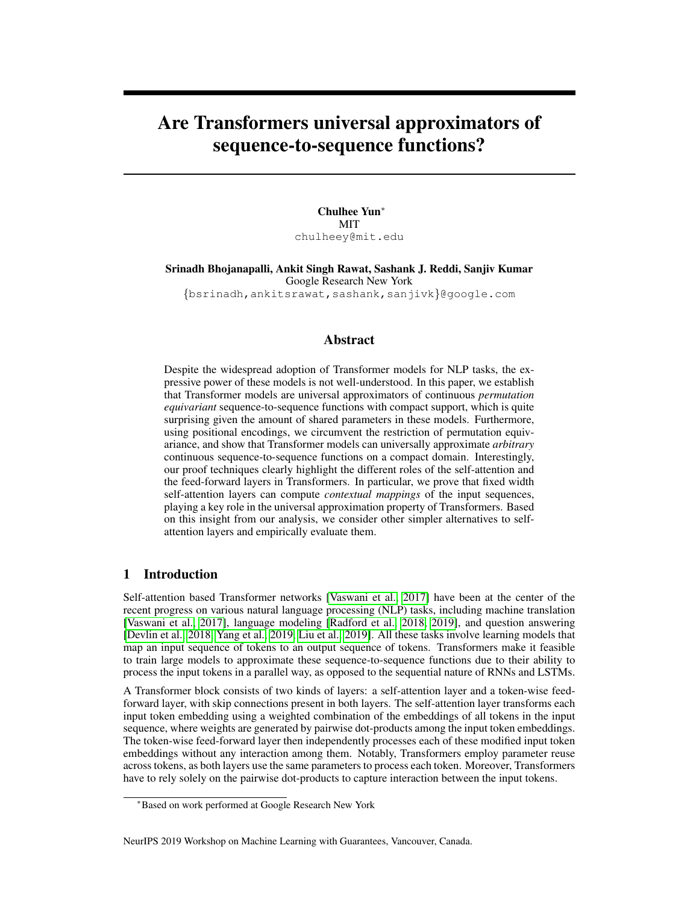# Are Transformers universal approximators of sequence-to-sequence functions?

**Chulhee Yun***
MIT
chulheey@mit.edu

**Srinadh Bhojanapalli, Ankit Singh Rawat, Sashank J. Reddi, Sanjiv Kumar**
Google Research New York
{bsrinadh,ankitsrawat,sashank,sanjivk}@google.com

## Abstract

Despite the widespread adoption of Transformer models for NLP tasks, the expressive power of these models is not well-understood. In this paper, we establish that Transformer models are universal approximators of continuous *permutation equivariant* sequence-to-sequence functions with compact support, which is quite surprising given the amount of shared parameters in these models. Furthermore, using positional encodings, we circumvent the restriction of permutation equivariance, and show that Transformer models can universally approximate *arbitrary* continuous sequence-to-sequence functions on a compact domain. Interestingly, our proof techniques clearly highlight the different roles of the self-attention and the feed-forward layers in Transformers. In particular, we prove that fixed width self-attention layers can compute *contextual mappings* of the input sequences, playing a key role in the universal approximation property of Transformers. Based on this insight from our analysis, we consider other simpler alternatives to self-attention layers and empirically evaluate them.

## 1 Introduction

Self-attention based Transformer networks [Vaswani et al., 2017] have been at the center of the recent progress on various natural language processing (NLP) tasks, including machine translation [Vaswani et al., 2017], language modeling [Radford et al., 2018, 2019], and question answering [Devlin et al., 2018, Yang et al., 2019, Liu et al., 2019]. All these tasks involve learning models that map an input sequence of tokens to an output sequence of tokens. Transformers make it feasible to train large models to approximate these sequence-to-sequence functions due to their ability to process the input tokens in a parallel way, as opposed to the sequential nature of RNNs and LSTMs.

A Transformer block consists of two kinds of layers: a self-attention layer and a token-wise feed-forward layer, with skip connections present in both layers. The self-attention layer transforms each input token embedding using a weighted combination of the embeddings of all tokens in the input sequence, where weights are generated by pairwise dot-products among the input token embeddings. The token-wise feed-forward layer then independently processes each of these modified input token embeddings without any interaction among them. Notably, Transformers employ parameter reuse across tokens, as both layers use the same parameters to process each token. Moreover, Transformers have to rely solely on the pairwise dot-products to capture interaction between the input tokens.

*Based on work performed at Google Research New York

NeurIPS 2019 Workshop on Machine Learning with Guarantees, Vancouver, Canada.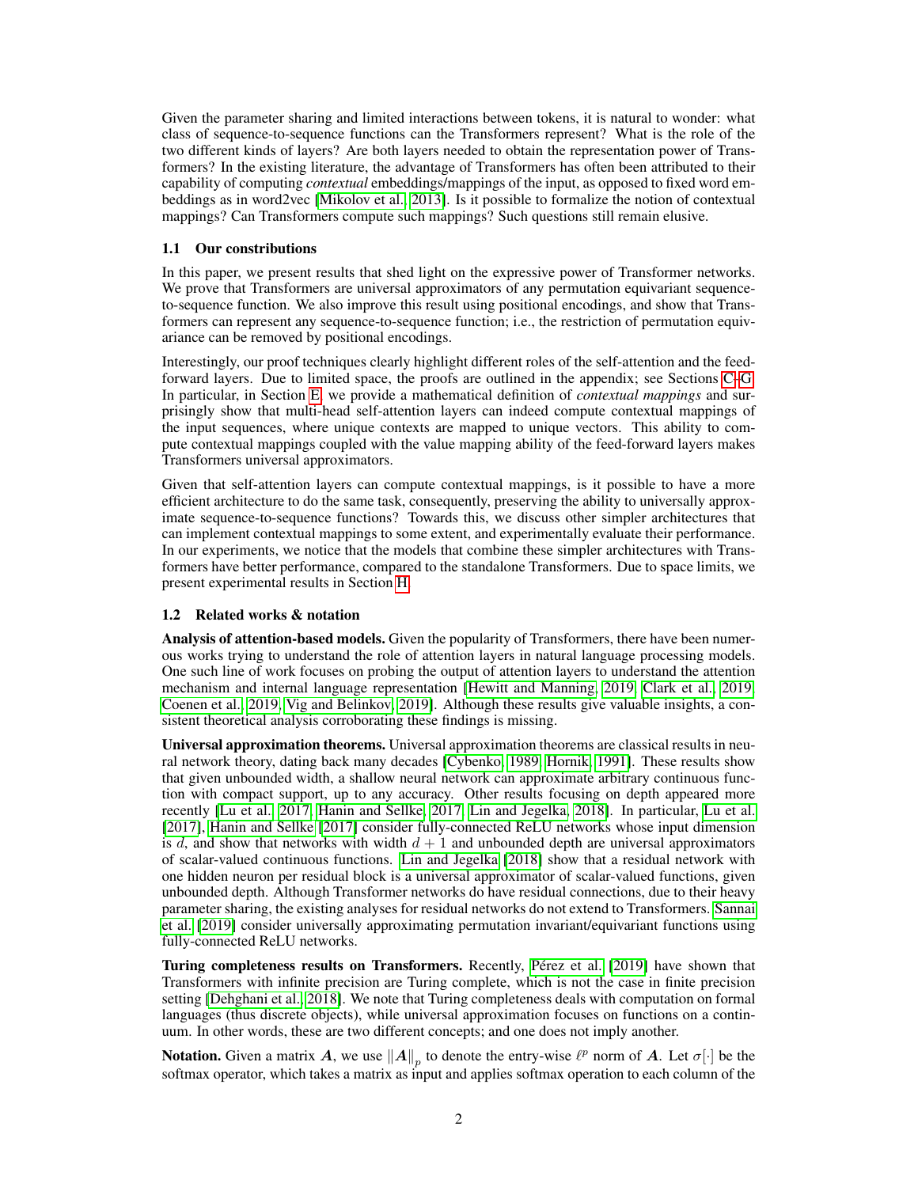Given the parameter sharing and limited interactions between tokens, it is natural to wonder: what class of sequence-to-sequence functions can the Transformers represent? What is the role of the two different kinds of layers? Are both layers needed to obtain the representation power of Transformers? In the existing literature, the advantage of Transformers has often been attributed to their capability of computing *contextual* embeddings/mappings of the input, as opposed to fixed word embeddings as in word2vec [Mikolov et al., 2013]. Is it possible to formalize the notion of contextual mappings? Can Transformers compute such mappings? Such questions still remain elusive.

### 1.1 Our constributions

In this paper, we present results that shed light on the expressive power of Transformer networks. We prove that Transformers are universal approximators of any permutation equivariant sequence-to-sequence function. We also improve this result using positional encodings, and show that Transformers can represent any sequence-to-sequence function; i.e., the restriction of permutation equivariance can be removed by positional encodings.

Interestingly, our proof techniques clearly highlight different roles of the self-attention and the feed-forward layers. Due to limited space, the proofs are outlined in the appendix; see Sections C–G. In particular, in Section E, we provide a mathematical definition of *contextual mappings* and surprisingly show that multi-head self-attention layers can indeed compute contextual mappings of the input sequences, where unique contexts are mapped to unique vectors. This ability to compute contextual mappings coupled with the value mapping ability of the feed-forward layers makes Transformers universal approximators.

Given that self-attention layers can compute contextual mappings, is it possible to have a more efficient architecture to do the same task, consequently, preserving the ability to universally approximate sequence-to-sequence functions? Towards this, we discuss other simpler architectures that can implement contextual mappings to some extent, and experimentally evaluate their performance. In our experiments, we notice that the models that combine these simpler architectures with Transformers have better performance, compared to the standalone Transformers. Due to space limits, we present experimental results in Section H.

### 1.2 Related works & notation

**Analysis of attention-based models.** Given the popularity of Transformers, there have been numerous works trying to understand the role of attention layers in natural language processing models. One such line of work focuses on probing the output of attention layers to understand the attention mechanism and internal language representation [Hewitt and Manning, 2019, Clark et al., 2019, Coenen et al., 2019, Vig and Belinkov, 2019]. Although these results give valuable insights, a consistent theoretical analysis corroborating these findings is missing.

**Universal approximation theorems.** Universal approximation theorems are classical results in neural network theory, dating back many decades [Cybenko, 1989, Hornik, 1991]. These results show that given unbounded width, a shallow neural network can approximate arbitrary continuous function with compact support, up to any accuracy. Other results focusing on depth appeared more recently [Lu et al., 2017, Hanin and Sellke, 2017, Lin and Jegelka, 2018]. In particular, Lu et al. [2017], Hanin and Sellke [2017] consider fully-connected ReLU networks whose input dimension is $d$, and show that networks with width $d + 1$ and unbounded depth are universal approximators of scalar-valued continuous functions. Lin and Jegelka [2018] show that a residual network with one hidden neuron per residual block is a universal approximator of scalar-valued functions, given unbounded depth. Although Transformer networks do have residual connections, due to their heavy parameter sharing, the existing analyses for residual networks do not extend to Transformers. Sannai et al. [2019] consider universally approximating permutation invariant/equivariant functions using fully-connected ReLU networks.

**Turing completeness results on Transformers.** Recently, Pérez et al. [2019] have shown that Transformers with infinite precision are Turing complete, which is not the case in finite precision setting [Dehghani et al., 2018]. We note that Turing completeness deals with computation on formal languages (thus discrete objects), while universal approximation focuses on functions on a continuum. In other words, these are two different concepts; and one does not imply another.

**Notation.** Given a matrix $\boldsymbol{A}$, we use $\|\boldsymbol{A}\|_p$ to denote the entry-wise $\ell^p$ norm of $\boldsymbol{A}$. Let $\sigma[\cdot]$ be the softmax operator, which takes a matrix as input and applies softmax operation to each column of the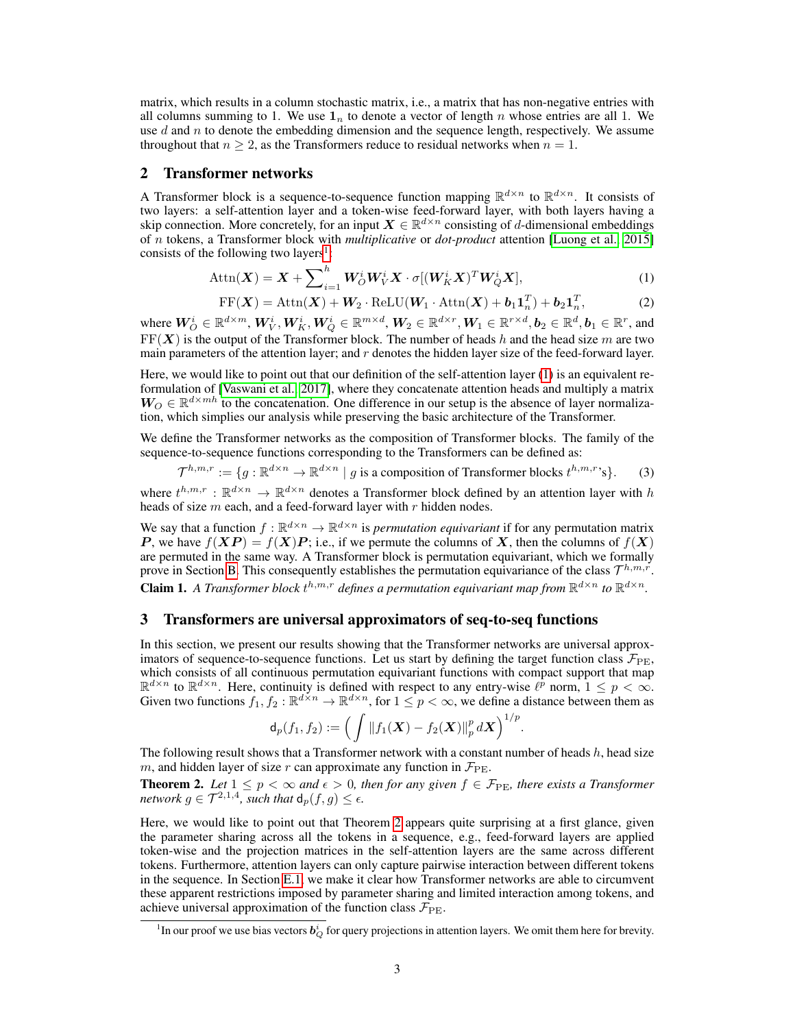matrix, which results in a column stochastic matrix, i.e., a matrix that has non-negative entries with all columns summing to 1. We use $\mathbf{1}_n$ to denote a vector of length $n$ whose entries are all 1. We use $d$ and $n$ to denote the embedding dimension and the sequence length, respectively. We assume throughout that $n \geq 2$, as the Transformers reduce to residual networks when $n = 1$.

## 2 Transformer networks

A Transformer block is a sequence-to-sequence function mapping $\mathbb{R}^{d \times n}$ to $\mathbb{R}^{d \times n}$. It consists of two layers: a self-attention layer and a token-wise feed-forward layer, with both layers having a skip connection. More concretely, for an input $\boldsymbol{X} \in \mathbb{R}^{d \times n}$ consisting of $d$-dimensional embeddings of $n$ tokens, a Transformer block with *multiplicative* or *dot-product* attention [Luong et al., 2015] consists of the following two layers[1]:

$$\mathrm{Attn}(\boldsymbol{X}) = \boldsymbol{X} + \sum\nolimits_{i=1}^{h} \boldsymbol{W}_O^i \boldsymbol{W}_V^i \boldsymbol{X} \cdot \sigma[(\boldsymbol{W}_K^i \boldsymbol{X})^T \boldsymbol{W}_Q^i \boldsymbol{X}], \tag{1}$$

$$\mathrm{FF}(\boldsymbol{X}) = \mathrm{Attn}(\boldsymbol{X}) + \boldsymbol{W}_2 \cdot \mathrm{ReLU}(\boldsymbol{W}_1 \cdot \mathrm{Attn}(\boldsymbol{X}) + \boldsymbol{b}_1 \mathbf{1}_n^T) + \boldsymbol{b}_2 \mathbf{1}_n^T, \tag{2}$$

where $\boldsymbol{W}_O^i \in \mathbb{R}^{d \times m}$, $\boldsymbol{W}_V^i, \boldsymbol{W}_K^i, \boldsymbol{W}_Q^i \in \mathbb{R}^{m \times d}$, $\boldsymbol{W}_2 \in \mathbb{R}^{d \times r}, \boldsymbol{W}_1 \in \mathbb{R}^{r \times d}, \boldsymbol{b}_2 \in \mathbb{R}^d, \boldsymbol{b}_1 \in \mathbb{R}^r$, and $\mathrm{FF}(\boldsymbol{X})$ is the output of the Transformer block. The number of heads $h$ and the head size $m$ are two main parameters of the attention layer; and $r$ denotes the hidden layer size of the feed-forward layer.

Here, we would like to point out that our definition of the self-attention layer (1) is an equivalent reformulation of [Vaswani et al., 2017], where they concatenate attention heads and multiply a matrix $\boldsymbol{W}_O \in \mathbb{R}^{d \times mh}$ to the concatenation. One difference in our setup is the absence of layer normalization, which simplies our analysis while preserving the basic architecture of the Transformer.

We define the Transformer networks as the composition of Transformer blocks. The family of the sequence-to-sequence functions corresponding to the Transformers can be defined as:

$$\mathcal{T}^{h,m,r} := \{g : \mathbb{R}^{d \times n} \to \mathbb{R}^{d \times n} \mid g \text{ is a composition of Transformer blocks } t^{h,m,r}\text{'s}\}. \tag{3}$$

where $t^{h,m,r} : \mathbb{R}^{d \times n} \to \mathbb{R}^{d \times n}$ denotes a Transformer block defined by an attention layer with $h$ heads of size $m$ each, and a feed-forward layer with $r$ hidden nodes.

We say that a function $f : \mathbb{R}^{d \times n} \to \mathbb{R}^{d \times n}$ is *permutation equivariant* if for any permutation matrix $\boldsymbol{P}$, we have $f(\boldsymbol{XP}) = f(\boldsymbol{X})\boldsymbol{P}$; i.e., if we permute the columns of $\boldsymbol{X}$, then the columns of $f(\boldsymbol{X})$ are permuted in the same way. A Transformer block is permutation equivariant, which we formally prove in Section B. This consequently establishes the permutation equivariance of the class $\mathcal{T}^{h,m,r}$.

**Claim 1.** *A Transformer block $t^{h,m,r}$ defines a permutation equivariant map from $\mathbb{R}^{d \times n}$ to $\mathbb{R}^{d \times n}$.*

## 3 Transformers are universal approximators of seq-to-seq functions

In this section, we present our results showing that the Transformer networks are universal approximators of sequence-to-sequence functions. Let us start by defining the target function class $\mathcal{F}_{\mathrm{PE}}$, which consists of all continuous permutation equivariant functions with compact support that map $\mathbb{R}^{d \times n}$ to $\mathbb{R}^{d \times n}$. Here, continuity is defined with respect to any entry-wise $\ell^p$ norm, $1 \leq p < \infty$. Given two functions $f_1, f_2 : \mathbb{R}^{d \times n} \to \mathbb{R}^{d \times n}$, for $1 \leq p < \infty$, we define a distance between them as

$$\mathsf{d}_p(f_1, f_2) := \Big( \int \|f_1(\boldsymbol{X}) - f_2(\boldsymbol{X})\|_p^p \, d\boldsymbol{X} \Big)^{1/p}.$$

The following result shows that a Transformer network with a constant number of heads $h$, head size $m$, and hidden layer of size $r$ can approximate any function in $\mathcal{F}_{\mathrm{PE}}$.

**Theorem 2.** *Let $1 \leq p < \infty$ and $\epsilon > 0$, then for any given $f \in \mathcal{F}_{\mathrm{PE}}$, there exists a Transformer network $g \in \mathcal{T}^{2,1,4}$, such that $\mathsf{d}_p(f, g) \leq \epsilon$.*

Here, we would like to point out that Theorem 2 appears quite surprising at a first glance, given the parameter sharing across all the tokens in a sequence, e.g., feed-forward layers are applied token-wise and the projection matrices in the self-attention layers are the same across different tokens. Furthermore, attention layers can only capture pairwise interaction between different tokens in the sequence. In Section E.1, we make it clear how Transformer networks are able to circumvent these apparent restrictions imposed by parameter sharing and limited interaction among tokens, and achieve universal approximation of the function class $\mathcal{F}_{\mathrm{PE}}$.

[1] In our proof we use bias vectors $\boldsymbol{b}_Q^i$ for query projections in attention layers. We omit them here for brevity.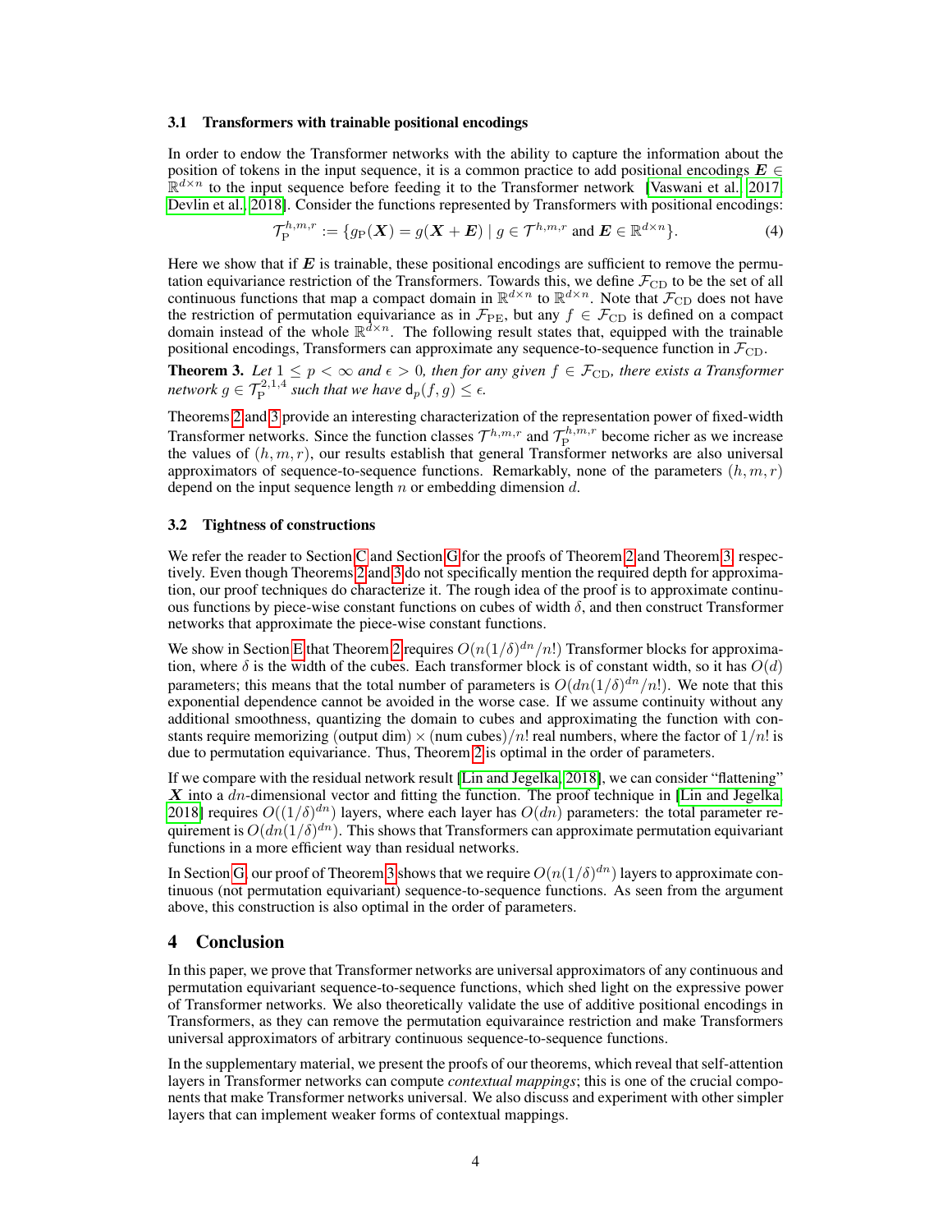### 3.1 Transformers with trainable positional encodings

In order to endow the Transformer networks with the ability to capture the information about the position of tokens in the input sequence, it is a common practice to add positional encodings $\boldsymbol{E} \in \mathbb{R}^{d \times n}$ to the input sequence before feeding it to the Transformer network [Vaswani et al., 2017, Devlin et al., 2018]. Consider the functions represented by Transformers with positional encodings:

$$\mathcal{T}_{\mathrm{P}}^{h,m,r} := \{g_{\mathrm{P}}(\boldsymbol{X}) = g(\boldsymbol{X} + \boldsymbol{E}) \mid g \in \mathcal{T}^{h,m,r} \text{ and } \boldsymbol{E} \in \mathbb{R}^{d \times n}\}. \tag{4}$$

Here we show that if $\boldsymbol{E}$ is trainable, these positional encodings are sufficient to remove the permutation equivariance restriction of the Transformers. Towards this, we define $\mathcal{F}_{\mathrm{CD}}$ to be the set of all continuous functions that map a compact domain in $\mathbb{R}^{d \times n}$ to $\mathbb{R}^{d \times n}$. Note that $\mathcal{F}_{\mathrm{CD}}$ does not have the restriction of permutation equivariance as in $\mathcal{F}_{\mathrm{PE}}$, but any $f \in \mathcal{F}_{\mathrm{CD}}$ is defined on a compact domain instead of the whole $\mathbb{R}^{d \times n}$. The following result states that, equipped with the trainable positional encodings, Transformers can approximate any sequence-to-sequence function in $\mathcal{F}_{\mathrm{CD}}$.

**Theorem 3.** *Let $1 \leq p < \infty$ and $\epsilon > 0$, then for any given $f \in \mathcal{F}_{\mathrm{CD}}$, there exists a Transformer network $g \in \mathcal{T}_{\mathrm{P}}^{2,1,4}$ such that we have $\mathsf{d}_p(f, g) \leq \epsilon$.*

Theorems 2 and 3 provide an interesting characterization of the representation power of fixed-width Transformer networks. Since the function classes $\mathcal{T}^{h,m,r}$ and $\mathcal{T}_{\mathrm{P}}^{h,m,r}$ become richer as we increase the values of $(h, m, r)$, our results establish that general Transformer networks are also universal approximators of sequence-to-sequence functions. Remarkably, none of the parameters $(h, m, r)$ depend on the input sequence length $n$ or embedding dimension $d$.

### 3.2 Tightness of constructions

We refer the reader to Section C and Section G for the proofs of Theorem 2 and Theorem 3, respectively. Even though Theorems 2 and 3 do not specifically mention the required depth for approximation, our proof techniques do characterize it. The rough idea of the proof is to approximate continuous functions by piece-wise constant functions on cubes of width $\delta$, and then construct Transformer networks that approximate the piece-wise constant functions.

We show in Section E that Theorem 2 requires $O(n(1/\delta)^{dn}/n!)$ Transformer blocks for approximation, where $\delta$ is the width of the cubes. Each transformer block is of constant width, so it has $O(d)$ parameters; this means that the total number of parameters is $O(dn(1/\delta)^{dn}/n!)$. We note that this exponential dependence cannot be avoided in the worse case. If we assume continuity without any additional smoothness, quantizing the domain to cubes and approximating the function with constants require memorizing (output dim) $\times$ (num cubes)$/n!$ real numbers, where the factor of $1/n!$ is due to permutation equivariance. Thus, Theorem 2 is optimal in the order of parameters.

If we compare with the residual network result [Lin and Jegelka, 2018], we can consider "flattening" $\boldsymbol{X}$ into a $dn$-dimensional vector and fitting the function. The proof technique in [Lin and Jegelka, 2018] requires $O((1/\delta)^{dn})$ layers, where each layer has $O(dn)$ parameters: the total parameter requirement is $O(dn(1/\delta)^{dn})$. This shows that Transformers can approximate permutation equivariant functions in a more efficient way than residual networks.

In Section G, our proof of Theorem 3 shows that we require $O(n(1/\delta)^{dn})$ layers to approximate continuous (not permutation equivariant) sequence-to-sequence functions. As seen from the argument above, this construction is also optimal in the order of parameters.

## 4 Conclusion

In this paper, we prove that Transformer networks are universal approximators of any continuous and permutation equivariant sequence-to-sequence functions, which shed light on the expressive power of Transformer networks. We also theoretically validate the use of additive positional encodings in Transformers, as they can remove the permutation equivaraince restriction and make Transformers universal approximators of arbitrary continuous sequence-to-sequence functions.

In the supplementary material, we present the proofs of our theorems, which reveal that self-attention layers in Transformer networks can compute *contextual mappings*; this is one of the crucial components that make Transformer networks universal. We also discuss and experiment with other simpler layers that can implement weaker forms of contextual mappings.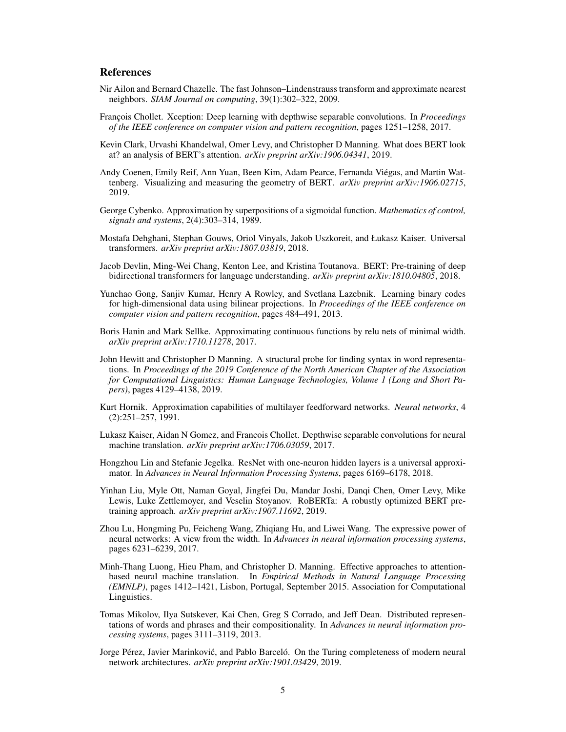## References

Nir Ailon and Bernard Chazelle. The fast Johnson–Lindenstrauss transform and approximate nearest neighbors. *SIAM Journal on computing*, 39(1):302–322, 2009.

François Chollet. Xception: Deep learning with depthwise separable convolutions. In *Proceedings of the IEEE conference on computer vision and pattern recognition*, pages 1251–1258, 2017.

Kevin Clark, Urvashi Khandelwal, Omer Levy, and Christopher D Manning. What does BERT look at? an analysis of BERT's attention. *arXiv preprint arXiv:1906.04341*, 2019.

Andy Coenen, Emily Reif, Ann Yuan, Been Kim, Adam Pearce, Fernanda Viégas, and Martin Wattenberg. Visualizing and measuring the geometry of BERT. *arXiv preprint arXiv:1906.02715*, 2019.

George Cybenko. Approximation by superpositions of a sigmoidal function. *Mathematics of control, signals and systems*, 2(4):303–314, 1989.

Mostafa Dehghani, Stephan Gouws, Oriol Vinyals, Jakob Uszkoreit, and Łukasz Kaiser. Universal transformers. *arXiv preprint arXiv:1807.03819*, 2018.

Jacob Devlin, Ming-Wei Chang, Kenton Lee, and Kristina Toutanova. BERT: Pre-training of deep bidirectional transformers for language understanding. *arXiv preprint arXiv:1810.04805*, 2018.

Yunchao Gong, Sanjiv Kumar, Henry A Rowley, and Svetlana Lazebnik. Learning binary codes for high-dimensional data using bilinear projections. In *Proceedings of the IEEE conference on computer vision and pattern recognition*, pages 484–491, 2013.

Boris Hanin and Mark Sellke. Approximating continuous functions by relu nets of minimal width. *arXiv preprint arXiv:1710.11278*, 2017.

John Hewitt and Christopher D Manning. A structural probe for finding syntax in word representations. In *Proceedings of the 2019 Conference of the North American Chapter of the Association for Computational Linguistics: Human Language Technologies, Volume 1 (Long and Short Papers)*, pages 4129–4138, 2019.

Kurt Hornik. Approximation capabilities of multilayer feedforward networks. *Neural networks*, 4 (2):251–257, 1991.

Lukasz Kaiser, Aidan N Gomez, and Francois Chollet. Depthwise separable convolutions for neural machine translation. *arXiv preprint arXiv:1706.03059*, 2017.

Hongzhou Lin and Stefanie Jegelka. ResNet with one-neuron hidden layers is a universal approximator. In *Advances in Neural Information Processing Systems*, pages 6169–6178, 2018.

Yinhan Liu, Myle Ott, Naman Goyal, Jingfei Du, Mandar Joshi, Danqi Chen, Omer Levy, Mike Lewis, Luke Zettlemoyer, and Veselin Stoyanov. RoBERTa: A robustly optimized BERT pretraining approach. *arXiv preprint arXiv:1907.11692*, 2019.

Zhou Lu, Hongming Pu, Feicheng Wang, Zhiqiang Hu, and Liwei Wang. The expressive power of neural networks: A view from the width. In *Advances in neural information processing systems*, pages 6231–6239, 2017.

Minh-Thang Luong, Hieu Pham, and Christopher D. Manning. Effective approaches to attention-based neural machine translation. In *Empirical Methods in Natural Language Processing (EMNLP)*, pages 1412–1421, Lisbon, Portugal, September 2015. Association for Computational Linguistics.

Tomas Mikolov, Ilya Sutskever, Kai Chen, Greg S Corrado, and Jeff Dean. Distributed representations of words and phrases and their compositionality. In *Advances in neural information processing systems*, pages 3111–3119, 2013.

Jorge Pérez, Javier Marinković, and Pablo Barceló. On the Turing completeness of modern neural network architectures. *arXiv preprint arXiv:1901.03429*, 2019.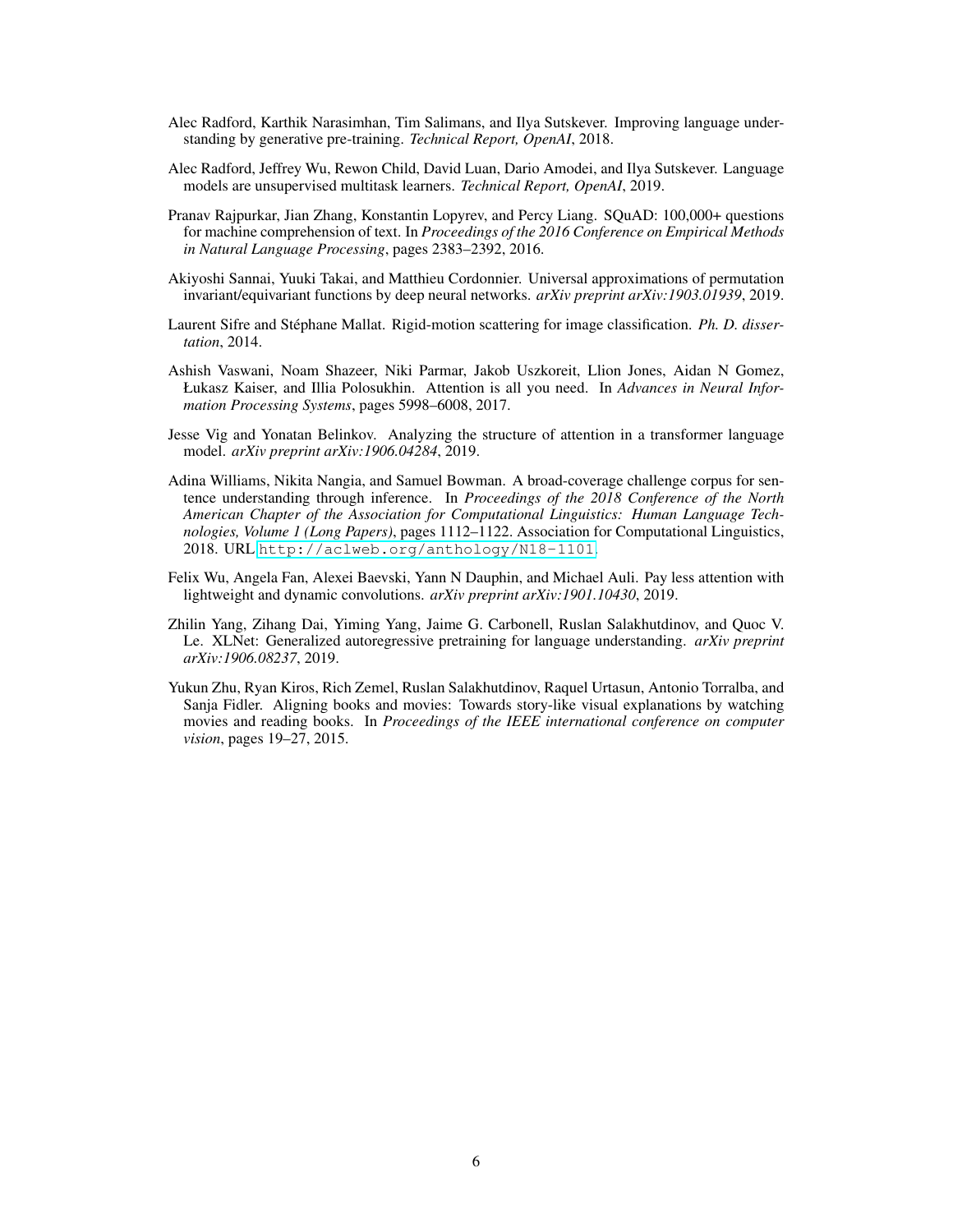Alec Radford, Karthik Narasimhan, Tim Salimans, and Ilya Sutskever. Improving language understanding by generative pre-training. *Technical Report, OpenAI*, 2018.

Alec Radford, Jeffrey Wu, Rewon Child, David Luan, Dario Amodei, and Ilya Sutskever. Language models are unsupervised multitask learners. *Technical Report, OpenAI*, 2019.

Pranav Rajpurkar, Jian Zhang, Konstantin Lopyrev, and Percy Liang. SQuAD: 100,000+ questions for machine comprehension of text. In *Proceedings of the 2016 Conference on Empirical Methods in Natural Language Processing*, pages 2383–2392, 2016.

Akiyoshi Sannai, Yuuki Takai, and Matthieu Cordonnier. Universal approximations of permutation invariant/equivariant functions by deep neural networks. *arXiv preprint arXiv:1903.01939*, 2019.

Laurent Sifre and Stéphane Mallat. Rigid-motion scattering for image classification. *Ph. D. dissertation*, 2014.

Ashish Vaswani, Noam Shazeer, Niki Parmar, Jakob Uszkoreit, Llion Jones, Aidan N Gomez, Łukasz Kaiser, and Illia Polosukhin. Attention is all you need. In *Advances in Neural Information Processing Systems*, pages 5998–6008, 2017.

Jesse Vig and Yonatan Belinkov. Analyzing the structure of attention in a transformer language model. *arXiv preprint arXiv:1906.04284*, 2019.

Adina Williams, Nikita Nangia, and Samuel Bowman. A broad-coverage challenge corpus for sentence understanding through inference. In *Proceedings of the 2018 Conference of the North American Chapter of the Association for Computational Linguistics: Human Language Technologies, Volume 1 (Long Papers)*, pages 1112–1122. Association for Computational Linguistics, 2018. URL http://aclweb.org/anthology/N18-1101.

Felix Wu, Angela Fan, Alexei Baevski, Yann N Dauphin, and Michael Auli. Pay less attention with lightweight and dynamic convolutions. *arXiv preprint arXiv:1901.10430*, 2019.

Zhilin Yang, Zihang Dai, Yiming Yang, Jaime G. Carbonell, Ruslan Salakhutdinov, and Quoc V. Le. XLNet: Generalized autoregressive pretraining for language understanding. *arXiv preprint arXiv:1906.08237*, 2019.

Yukun Zhu, Ryan Kiros, Rich Zemel, Ruslan Salakhutdinov, Raquel Urtasun, Antonio Torralba, and Sanja Fidler. Aligning books and movies: Towards story-like visual explanations by watching movies and reading books. In *Proceedings of the IEEE international conference on computer vision*, pages 19–27, 2015.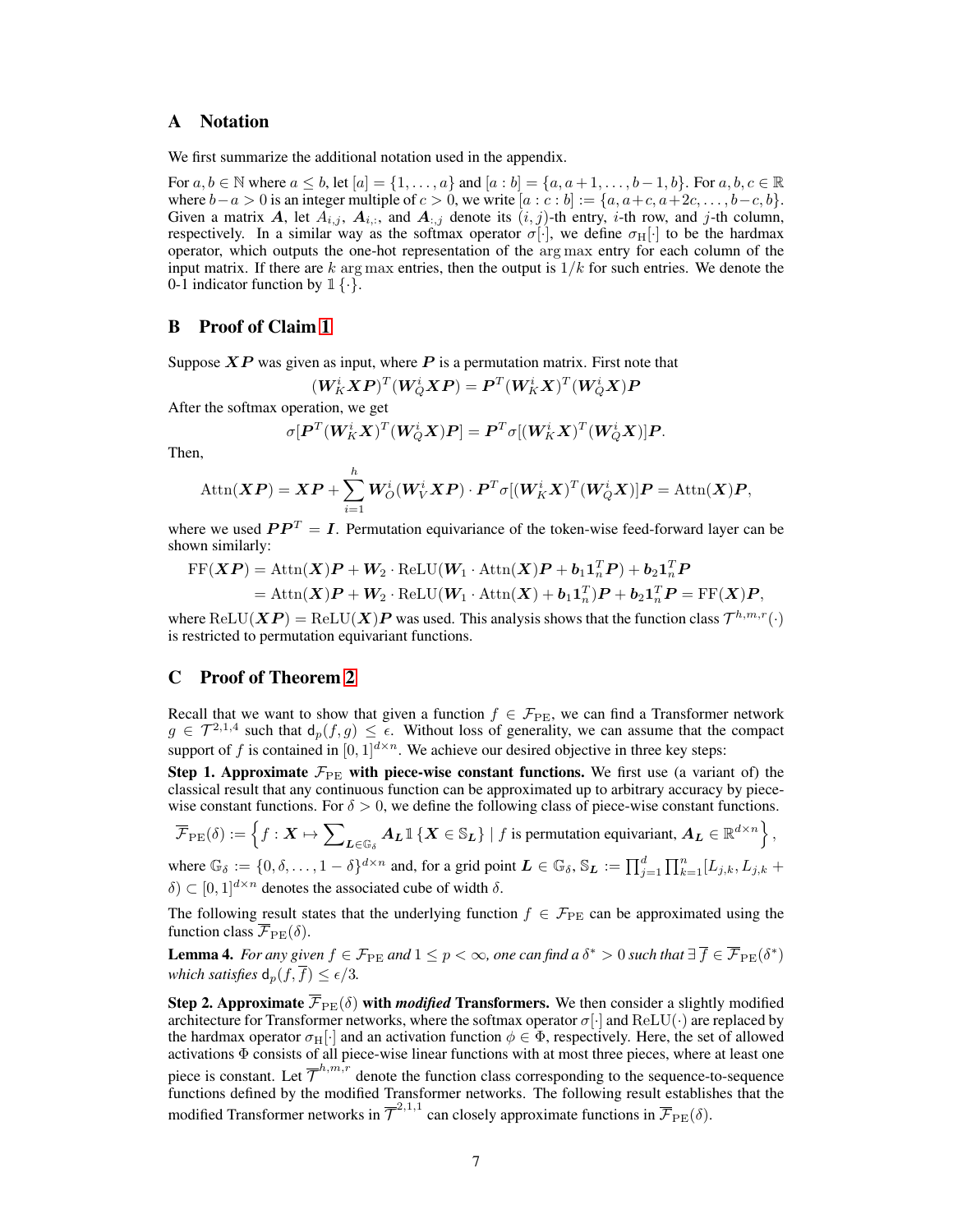## A Notation

We first summarize the additional notation used in the appendix.

For $a, b \in \mathbb{N}$ where $a \leq b$, let $[a] = \{1, \ldots, a\}$ and $[a : b] = \{a, a+1, \ldots, b-1, b\}$. For $a, b, c \in \mathbb{R}$ where $b - a > 0$ is an integer multiple of $c > 0$, we write $[a : c : b] := \{a, a+c, a+2c, \ldots, b-c, b\}$. Given a matrix $\boldsymbol{A}$, let $A_{i,j}$, $\boldsymbol{A}_{i,:}$, and $\boldsymbol{A}_{:,j}$ denote its $(i, j)$-th entry, $i$-th row, and $j$-th column, respectively. In a similar way as the softmax operator $\sigma[\cdot]$, we define $\sigma_{\rm H}[\cdot]$ to be the hardmax operator, which outputs the one-hot representation of the $\arg\max$ entry for each column of the input matrix. If there are $k$ $\arg\max$ entries, then the output is $1/k$ for such entries. We denote the 0-1 indicator function by $\mathbb{1}\{\cdot\}$.

## B Proof of Claim 1

Suppose $\boldsymbol{X}\boldsymbol{P}$ was given as input, where $\boldsymbol{P}$ is a permutation matrix. First note that

$$(\boldsymbol{W}_K^i \boldsymbol{X}\boldsymbol{P})^T (\boldsymbol{W}_Q^i \boldsymbol{X}\boldsymbol{P}) = \boldsymbol{P}^T (\boldsymbol{W}_K^i \boldsymbol{X})^T (\boldsymbol{W}_Q^i \boldsymbol{X}) \boldsymbol{P}$$

After the softmax operation, we get

$$\sigma[\boldsymbol{P}^T (\boldsymbol{W}_K^i \boldsymbol{X})^T (\boldsymbol{W}_Q^i \boldsymbol{X}) \boldsymbol{P}] = \boldsymbol{P}^T \sigma[(\boldsymbol{W}_K^i \boldsymbol{X})^T (\boldsymbol{W}_Q^i \boldsymbol{X})] \boldsymbol{P}.$$

Then,

$$\mathrm{Attn}(\boldsymbol{X}\boldsymbol{P}) = \boldsymbol{X}\boldsymbol{P} + \sum_{i=1}^{h} \boldsymbol{W}_O^i (\boldsymbol{W}_V^i \boldsymbol{X}\boldsymbol{P}) \cdot \boldsymbol{P}^T \sigma[(\boldsymbol{W}_K^i \boldsymbol{X})^T (\boldsymbol{W}_Q^i \boldsymbol{X})] \boldsymbol{P} = \mathrm{Attn}(\boldsymbol{X})\boldsymbol{P},$$

where we used $\boldsymbol{P}\boldsymbol{P}^T = \boldsymbol{I}$. Permutation equivariance of the token-wise feed-forward layer can be shown similarly:

$$\begin{aligned}
\mathrm{FF}(\boldsymbol{X}\boldsymbol{P}) &= \mathrm{Attn}(\boldsymbol{X})\boldsymbol{P} + \boldsymbol{W}_2 \cdot \mathrm{ReLU}(\boldsymbol{W}_1 \cdot \mathrm{Attn}(\boldsymbol{X})\boldsymbol{P} + \boldsymbol{b}_1 \mathbf{1}_n^T \boldsymbol{P}) + \boldsymbol{b}_2 \mathbf{1}_n^T \boldsymbol{P} \\
&= \mathrm{Attn}(\boldsymbol{X})\boldsymbol{P} + \boldsymbol{W}_2 \cdot \mathrm{ReLU}(\boldsymbol{W}_1 \cdot \mathrm{Attn}(\boldsymbol{X}) + \boldsymbol{b}_1 \mathbf{1}_n^T)\boldsymbol{P} + \boldsymbol{b}_2 \mathbf{1}_n^T \boldsymbol{P} = \mathrm{FF}(\boldsymbol{X})\boldsymbol{P},
\end{aligned}$$

where $\mathrm{ReLU}(\boldsymbol{X}\boldsymbol{P}) = \mathrm{ReLU}(\boldsymbol{X})\boldsymbol{P}$ was used. This analysis shows that the function class $\mathcal{T}^{h,m,r}(\cdot)$ is restricted to permutation equivariant functions.

## C Proof of Theorem 2

Recall that we want to show that given a function $f \in \mathcal{F}_{\rm PE}$, we can find a Transformer network $g \in \mathcal{T}^{2,1,4}$ such that $\mathsf{d}_p(f, g) \leq \epsilon$. Without loss of generality, we can assume that the compact support of $f$ is contained in $[0, 1]^{d \times n}$. We achieve our desired objective in three key steps:

**Step 1. Approximate $\mathcal{F}_{\rm PE}$ with piece-wise constant functions.** We first use (a variant of) the classical result that any continuous function can be approximated up to arbitrary accuracy by piece-wise constant functions. For $\delta > 0$, we define the following class of piece-wise constant functions.

$$\overline{\mathcal{F}}_{\rm PE}(\delta) := \left\{ f : \boldsymbol{X} \mapsto \sum\nolimits_{\boldsymbol{L} \in \mathbb{G}_\delta} \boldsymbol{A}_{\boldsymbol{L}} \mathbb{1}\{\boldsymbol{X} \in \mathbb{S}_{\boldsymbol{L}}\} \mid f \text{ is permutation equivariant}, \boldsymbol{A}_{\boldsymbol{L}} \in \mathbb{R}^{d \times n} \right\},$$

where $\mathbb{G}_\delta := \{0, \delta, \ldots, 1 - \delta\}^{d \times n}$ and, for a grid point $\boldsymbol{L} \in \mathbb{G}_\delta$, $\mathbb{S}_{\boldsymbol{L}} := \prod_{j=1}^{d} \prod_{k=1}^{n} [L_{j,k}, L_{j,k} + \delta) \subset [0, 1]^{d \times n}$ denotes the associated cube of width $\delta$.

The following result states that the underlying function $f \in \mathcal{F}_{\rm PE}$ can be approximated using the function class $\overline{\mathcal{F}}_{\rm PE}(\delta)$.

**Lemma 4.** *For any given $f \in \mathcal{F}_{\rm PE}$ and $1 \leq p < \infty$, one can find a $\delta^* > 0$ such that $\exists\, \overline{f} \in \overline{\mathcal{F}}_{\rm PE}(\delta^*)$ which satisfies $\mathsf{d}_p(f, \overline{f}) \leq \epsilon/3$.*

**Step 2. Approximate $\overline{\mathcal{F}}_{\rm PE}(\delta)$ with *modified* Transformers.** We then consider a slightly modified architecture for Transformer networks, where the softmax operator $\sigma[\cdot]$ and $\mathrm{ReLU}(\cdot)$ are replaced by the hardmax operator $\sigma_{\rm H}[\cdot]$ and an activation function $\phi \in \Phi$, respectively. Here, the set of allowed activations $\Phi$ consists of all piece-wise linear functions with at most three pieces, where at least one piece is constant. Let $\overline{\mathcal{T}}^{h,m,r}$ denote the function class corresponding to the sequence-to-sequence functions defined by the modified Transformer networks. The following result establishes that the modified Transformer networks in $\overline{\mathcal{T}}^{2,1,1}$ can closely approximate functions in $\overline{\mathcal{F}}_{\rm PE}(\delta)$.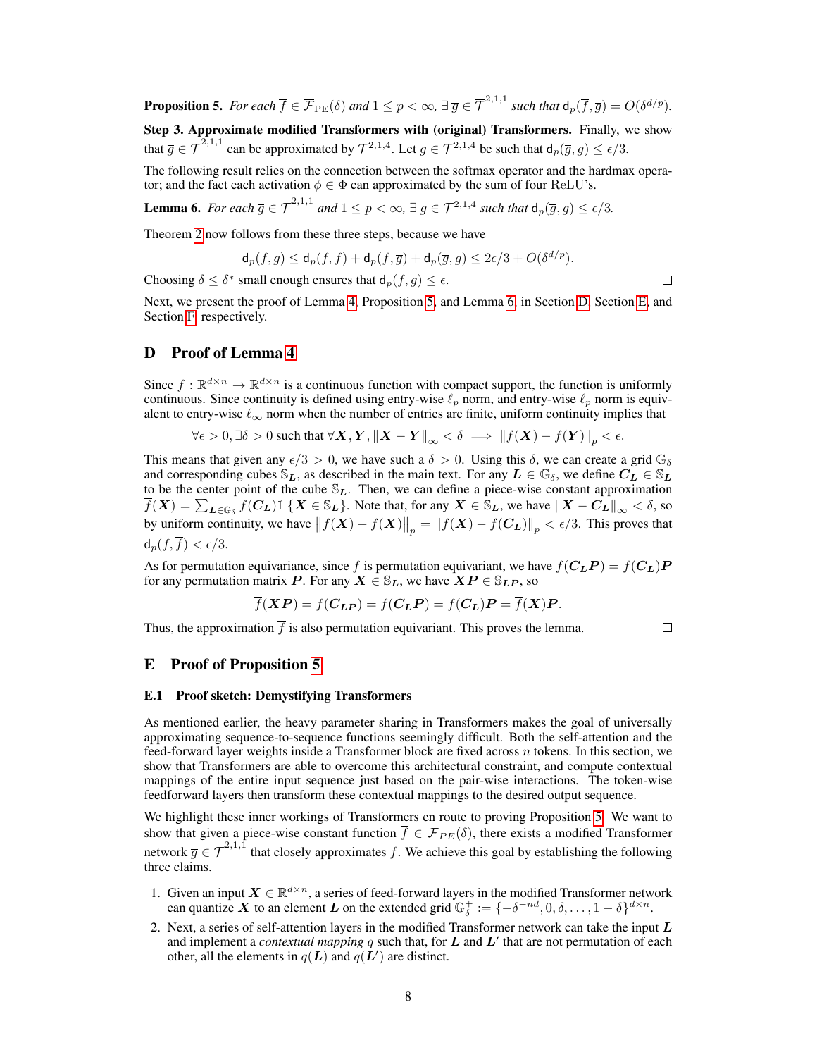**Proposition 5.** *For each $\overline{f} \in \overline{\mathcal{F}}_{\rm PE}(\delta)$ and $1 \le p < \infty$, $\exists\, \overline{g} \in \overline{\mathcal{T}}^{2,1,1}$ such that $\mathsf{d}_p(\overline{f}, \overline{g}) = O(\delta^{d/p})$.*

**Step 3. Approximate modified Transformers with (original) Transformers.** Finally, we show that $\overline{g} \in \overline{\mathcal{T}}^{2,1,1}$ can be approximated by $\mathcal{T}^{2,1,4}$. Let $g \in \mathcal{T}^{2,1,4}$ be such that $\mathsf{d}_p(\overline{g}, g) \le \epsilon/3$.

The following result relies on the connection between the softmax operator and the hardmax operator; and the fact each activation $\phi \in \Phi$ can approximated by the sum of four ReLU's.

**Lemma 6.** *For each $\overline{g} \in \overline{\mathcal{T}}^{2,1,1}$ and $1 \le p < \infty$, $\exists\, g \in \mathcal{T}^{2,1,4}$ such that $\mathsf{d}_p(\overline{g}, g) \le \epsilon/3$.*

Theorem 2 now follows from these three steps, because we have

$$\mathsf{d}_p(f, g) \le \mathsf{d}_p(f, \overline{f}) + \mathsf{d}_p(\overline{f}, \overline{g}) + \mathsf{d}_p(\overline{g}, g) \le 2\epsilon/3 + O(\delta^{d/p}).$$

Choosing $\delta \le \delta^*$ small enough ensures that $\mathsf{d}_p(f, g) \le \epsilon$. □

Next, we present the proof of Lemma 4, Proposition 5, and Lemma 6, in Section D, Section E, and Section F, respectively.

## D Proof of Lemma 4

Since $f : \mathbb{R}^{d\times n} \to \mathbb{R}^{d\times n}$ is a continuous function with compact support, the function is uniformly continuous. Since continuity is defined using entry-wise $\ell_p$ norm, and entry-wise $\ell_p$ norm is equivalent to entry-wise $\ell_\infty$ norm when the number of entries are finite, uniform continuity implies that

$$\forall \epsilon > 0, \exists \delta > 0 \text{ such that } \forall \boldsymbol{X}, \boldsymbol{Y}, \|\boldsymbol{X} - \boldsymbol{Y}\|_\infty < \delta \implies \|f(\boldsymbol{X}) - f(\boldsymbol{Y})\|_p < \epsilon.$$

This means that given any $\epsilon/3 > 0$, we have such a $\delta > 0$. Using this $\delta$, we can create a grid $\mathbb{G}_\delta$ and corresponding cubes $\mathbb{S}_{\boldsymbol{L}}$, as described in the main text. For any $\boldsymbol{L} \in \mathbb{G}_\delta$, we define $\boldsymbol{C}_{\boldsymbol{L}} \in \mathbb{S}_{\boldsymbol{L}}$ to be the center point of the cube $\mathbb{S}_{\boldsymbol{L}}$. Then, we can define a piece-wise constant approximation $\overline{f}(\boldsymbol{X}) = \sum_{\boldsymbol{L} \in \mathbb{G}_\delta} f(\boldsymbol{C}_{\boldsymbol{L}}) \mathbb{1}\{\boldsymbol{X} \in \mathbb{S}_{\boldsymbol{L}}\}$. Note that, for any $\boldsymbol{X} \in \mathbb{S}_{\boldsymbol{L}}$, we have $\|\boldsymbol{X} - \boldsymbol{C}_{\boldsymbol{L}}\|_\infty < \delta$, so by uniform continuity, we have $\|f(\boldsymbol{X}) - \overline{f}(\boldsymbol{X})\|_p = \|f(\boldsymbol{X}) - f(\boldsymbol{C}_{\boldsymbol{L}})\|_p < \epsilon/3$. This proves that $\mathsf{d}_p(f, \overline{f}) < \epsilon/3$.

As for permutation equivariance, since $f$ is permutation equivariant, we have $f(\boldsymbol{C}_{\boldsymbol{L}}\boldsymbol{P}) = f(\boldsymbol{C}_{\boldsymbol{L}})\boldsymbol{P}$ for any permutation matrix $\boldsymbol{P}$. For any $\boldsymbol{X} \in \mathbb{S}_{\boldsymbol{L}}$, we have $\boldsymbol{X}\boldsymbol{P} \in \mathbb{S}_{\boldsymbol{L}\boldsymbol{P}}$, so

$$\overline{f}(\boldsymbol{X}\boldsymbol{P}) = f(\boldsymbol{C}_{\boldsymbol{L}\boldsymbol{P}}) = f(\boldsymbol{C}_{\boldsymbol{L}}\boldsymbol{P}) = f(\boldsymbol{C}_{\boldsymbol{L}})\boldsymbol{P} = \overline{f}(\boldsymbol{X})\boldsymbol{P}.$$

Thus, the approximation $\overline{f}$ is also permutation equivariant. This proves the lemma. □

## E Proof of Proposition 5

### E.1 Proof sketch: Demystifying Transformers

As mentioned earlier, the heavy parameter sharing in Transformers makes the goal of universally approximating sequence-to-sequence functions seemingly difficult. Both the self-attention and the feed-forward layer weights inside a Transformer block are fixed across $n$ tokens. In this section, we show that Transformers are able to overcome this architectural constraint, and compute contextual mappings of the entire input sequence just based on the pair-wise interactions. The token-wise feedforward layers then transform these contextual mappings to the desired output sequence.

We highlight these inner workings of Transformers en route to proving Proposition 5. We want to show that given a piece-wise constant function $\overline{f} \in \overline{\mathcal{F}}_{PE}(\delta)$, there exists a modified Transformer network $\overline{g} \in \overline{\mathcal{T}}^{2,1,1}$ that closely approximates $\overline{f}$. We achieve this goal by establishing the following three claims.

1. Given an input $\boldsymbol{X} \in \mathbb{R}^{d\times n}$, a series of feed-forward layers in the modified Transformer network can quantize $\boldsymbol{X}$ to an element $\boldsymbol{L}$ on the extended grid $\mathbb{G}_\delta^+ := \{-\delta^{-nd}, 0, \delta, \dots, 1-\delta\}^{d\times n}$.
2. Next, a series of self-attention layers in the modified Transformer network can take the input $\boldsymbol{L}$ and implement a *contextual mapping* $q$ such that, for $\boldsymbol{L}$ and $\boldsymbol{L}'$ that are not permutation of each other, all the elements in $q(\boldsymbol{L})$ and $q(\boldsymbol{L}')$ are distinct.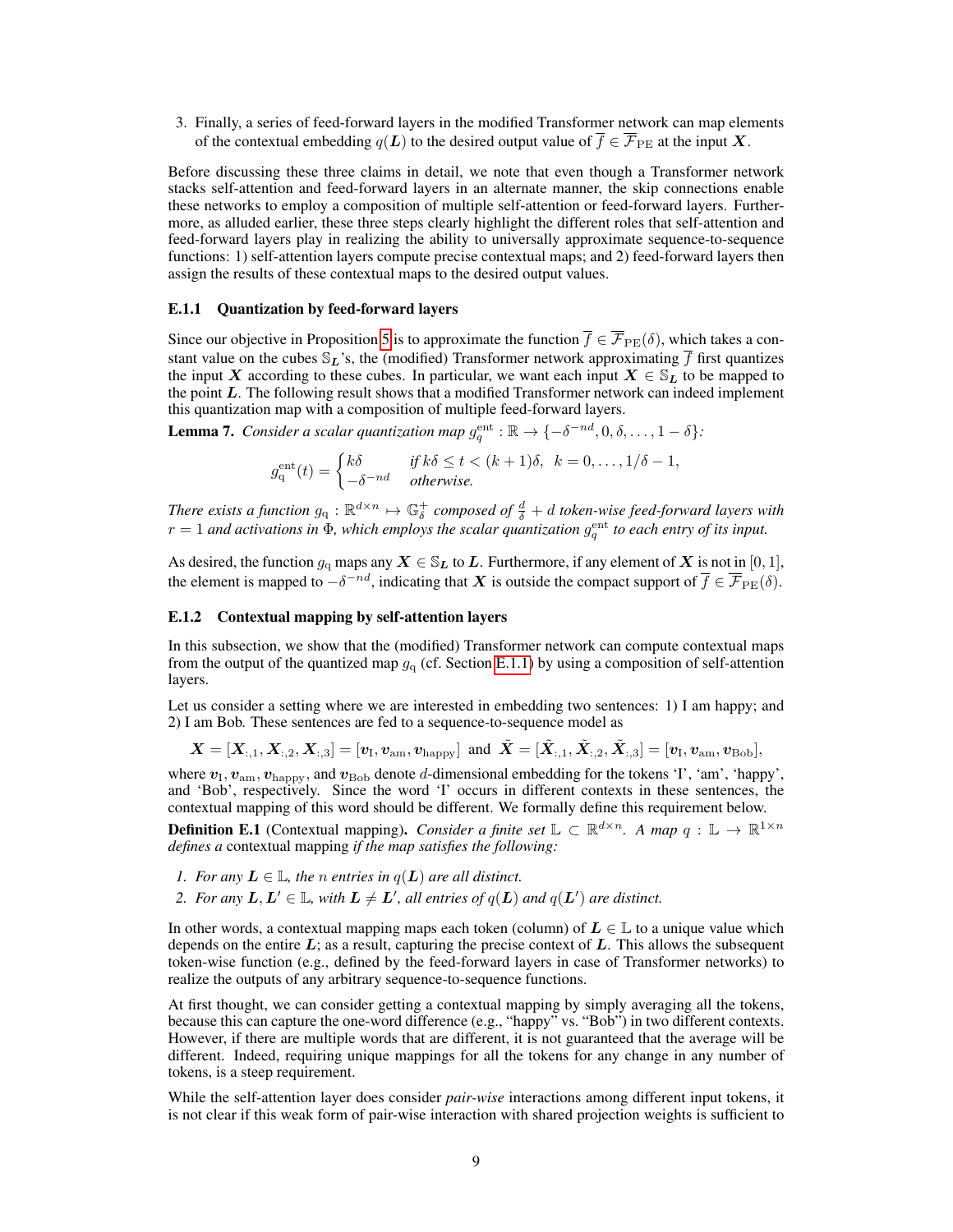3. Finally, a series of feed-forward layers in the modified Transformer network can map elements of the contextual embedding $q(\boldsymbol{L})$ to the desired output value of $\overline{f} \in \overline{\mathcal{F}}_{\mathrm{PE}}$ at the input $\boldsymbol{X}$.

Before discussing these three claims in detail, we note that even though a Transformer network stacks self-attention and feed-forward layers in an alternate manner, the skip connections enable these networks to employ a composition of multiple self-attention or feed-forward layers. Furthermore, as alluded earlier, these three steps clearly highlight the different roles that self-attention and feed-forward layers play in realizing the ability to universally approximate sequence-to-sequence functions: 1) self-attention layers compute precise contextual maps; and 2) feed-forward layers then assign the results of these contextual maps to the desired output values.

### E.1.1 Quantization by feed-forward layers

Since our objective in Proposition 5 is to approximate the function $\overline{f} \in \overline{\mathcal{F}}_{\mathrm{PE}}(\delta)$, which takes a constant value on the cubes $\mathbb{S}_{\boldsymbol{L}}$'s, the (modified) Transformer network approximating $\overline{f}$ first quantizes the input $\boldsymbol{X}$ according to these cubes. In particular, we want each input $\boldsymbol{X} \in \mathbb{S}_{\boldsymbol{L}}$ to be mapped to the point $\boldsymbol{L}$. The following result shows that a modified Transformer network can indeed implement this quantization map with a composition of multiple feed-forward layers.

**Lemma 7.** *Consider a scalar quantization map $g_q^{\mathrm{ent}} : \mathbb{R} \to \{-\delta^{-nd}, 0, \delta, \ldots, 1-\delta\}$:*

$$
g_{\mathrm{q}}^{\mathrm{ent}}(t) = \begin{cases} k\delta & \text{if } k\delta \leq t < (k+1)\delta, \;\; k = 0, \ldots, 1/\delta - 1, \\ -\delta^{-nd} & \text{otherwise.} \end{cases}
$$

*There exists a function $g_{\mathrm{q}} : \mathbb{R}^{d \times n} \mapsto \mathbb{G}_\delta^+$ composed of $\frac{d}{\delta} + d$ token-wise feed-forward layers with $r = 1$ and activations in $\Phi$, which employs the scalar quantization $g_q^{\mathrm{ent}}$ to each entry of its input.*

As desired, the function $g_{\mathrm{q}}$ maps any $\boldsymbol{X} \in \mathbb{S}_{\boldsymbol{L}}$ to $\boldsymbol{L}$. Furthermore, if any element of $\boldsymbol{X}$ is not in $[0, 1]$, the element is mapped to $-\delta^{-nd}$, indicating that $\boldsymbol{X}$ is outside the compact support of $\overline{f} \in \overline{\mathcal{F}}_{\mathrm{PE}}(\delta)$.

### E.1.2 Contextual mapping by self-attention layers

In this subsection, we show that the (modified) Transformer network can compute contextual maps from the output of the quantized map $g_{\mathrm{q}}$ (cf. Section E.1.1) by using a composition of self-attention layers.

Let us consider a setting where we are interested in embedding two sentences: 1) I am happy; and 2) I am Bob. These sentences are fed to a sequence-to-sequence model as

$$
\boldsymbol{X} = [\boldsymbol{X}_{:,1}, \boldsymbol{X}_{:,2}, \boldsymbol{X}_{:,3}] = [\boldsymbol{v}_{\mathrm{I}}, \boldsymbol{v}_{\mathrm{am}}, \boldsymbol{v}_{\mathrm{happy}}] \;\text{ and }\; \tilde{\boldsymbol{X}} = [\tilde{\boldsymbol{X}}_{:,1}, \tilde{\boldsymbol{X}}_{:,2}, \tilde{\boldsymbol{X}}_{:,3}] = [\boldsymbol{v}_{\mathrm{I}}, \boldsymbol{v}_{\mathrm{am}}, \boldsymbol{v}_{\mathrm{Bob}}],
$$

where $\boldsymbol{v}_{\mathrm{I}}, \boldsymbol{v}_{\mathrm{am}}, \boldsymbol{v}_{\mathrm{happy}}$, and $\boldsymbol{v}_{\mathrm{Bob}}$ denote $d$-dimensional embedding for the tokens 'I', 'am', 'happy', and 'Bob', respectively. Since the word 'I' occurs in different contexts in these sentences, the contextual mapping of this word should be different. We formally define this requirement below.

**Definition E.1** (Contextual mapping)**.** *Consider a finite set $\mathbb{L} \subset \mathbb{R}^{d \times n}$. A map $q : \mathbb{L} \to \mathbb{R}^{1 \times n}$ defines a* contextual mapping *if the map satisfies the following:*

1. *For any $\boldsymbol{L} \in \mathbb{L}$, the $n$ entries in $q(\boldsymbol{L})$ are all distinct.*
2. *For any $\boldsymbol{L}, \boldsymbol{L}' \in \mathbb{L}$, with $\boldsymbol{L} \neq \boldsymbol{L}'$, all entries of $q(\boldsymbol{L})$ and $q(\boldsymbol{L}')$ are distinct.*

In other words, a contextual mapping maps each token (column) of $\boldsymbol{L} \in \mathbb{L}$ to a unique value which depends on the entire $\boldsymbol{L}$; as a result, capturing the precise context of $\boldsymbol{L}$. This allows the subsequent token-wise function (e.g., defined by the feed-forward layers in case of Transformer networks) to realize the outputs of any arbitrary sequence-to-sequence functions.

At first thought, we can consider getting a contextual mapping by simply averaging all the tokens, because this can capture the one-word difference (e.g., "happy" vs. "Bob") in two different contexts. However, if there are multiple words that are different, it is not guaranteed that the average will be different. Indeed, requiring unique mappings for all the tokens for any change in any number of tokens, is a steep requirement.

While the self-attention layer does consider *pair-wise* interactions among different input tokens, it is not clear if this weak form of pair-wise interaction with shared projection weights is sufficient to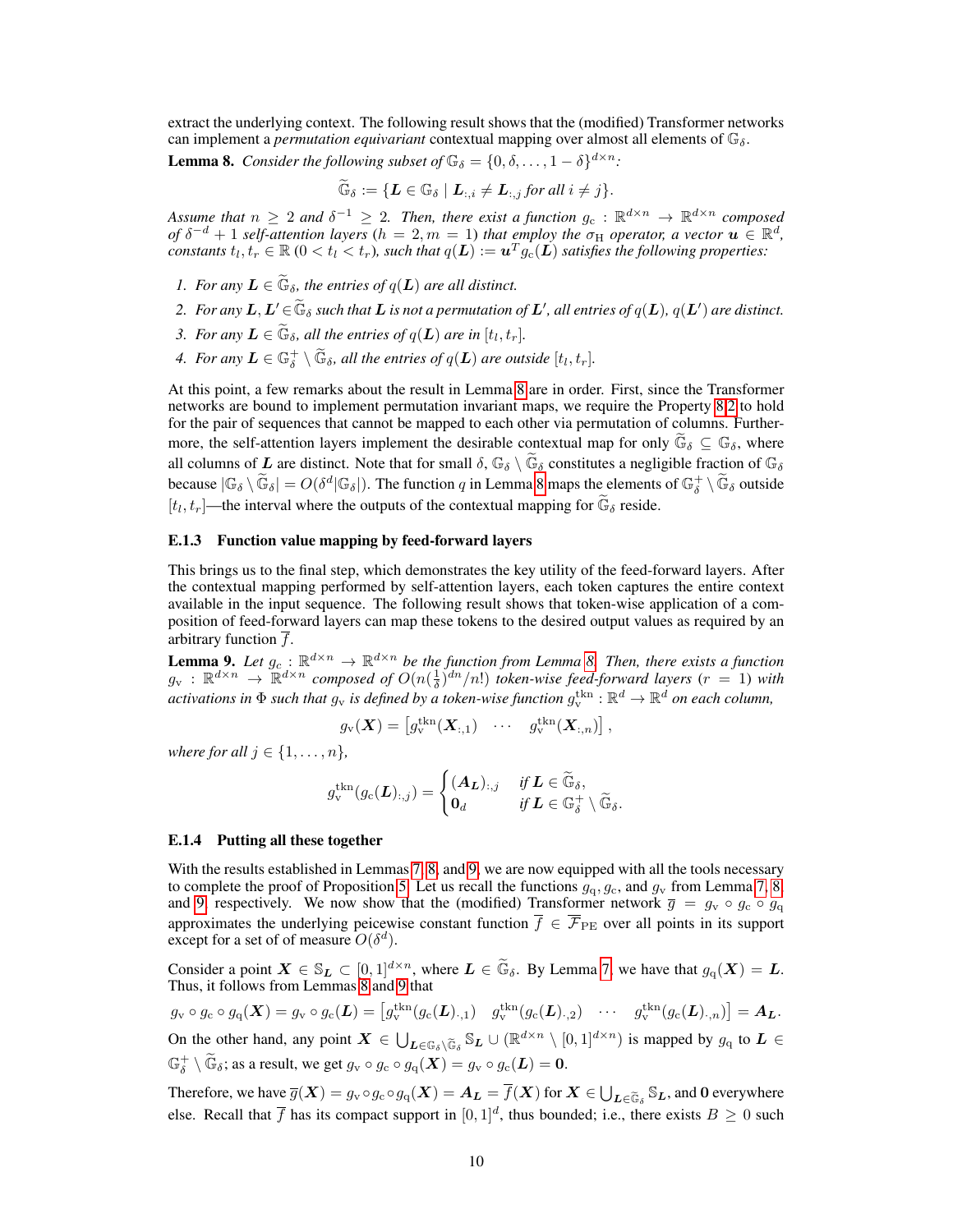extract the underlying context. The following result shows that the (modified) Transformer networks can implement a *permutation equivariant* contextual mapping over almost all elements of $\mathbb{G}_\delta$.

**Lemma 8.** *Consider the following subset of $\mathbb{G}_\delta = \{0, \delta, \dots, 1-\delta\}^{d \times n}$:*

$$\widetilde{\mathbb{G}}_\delta := \{\boldsymbol{L} \in \mathbb{G}_\delta \mid \boldsymbol{L}_{:,i} \neq \boldsymbol{L}_{:,j} \text{ for all } i \neq j\}.$$

*Assume that $n \geq 2$ and $\delta^{-1} \geq 2$. Then, there exist a function $g_{\mathrm{c}} : \mathbb{R}^{d \times n} \to \mathbb{R}^{d \times n}$ composed of $\delta^{-d} + 1$ self-attention layers ($h = 2, m = 1$) that employ the $\sigma_{\mathrm{H}}$ operator, a vector $\boldsymbol{u} \in \mathbb{R}^d$, constants $t_l, t_r \in \mathbb{R}$ ($0 < t_l < t_r$), such that $q(\boldsymbol{L}) := \boldsymbol{u}^T g_{\mathrm{c}}(\boldsymbol{L})$ satisfies the following properties:*

1. *For any $\boldsymbol{L} \in \widetilde{\mathbb{G}}_\delta$, the entries of $q(\boldsymbol{L})$ are all distinct.*
2. *For any $\boldsymbol{L}, \boldsymbol{L}' \in \widetilde{\mathbb{G}}_\delta$ such that $\boldsymbol{L}$ is not a permutation of $\boldsymbol{L}'$, all entries of $q(\boldsymbol{L})$, $q(\boldsymbol{L}')$ are distinct.*
3. *For any $\boldsymbol{L} \in \widetilde{\mathbb{G}}_\delta$, all the entries of $q(\boldsymbol{L})$ are in $[t_l, t_r]$.*
4. *For any $\boldsymbol{L} \in \mathbb{G}^+_\delta \setminus \widetilde{\mathbb{G}}_\delta$, all the entries of $q(\boldsymbol{L})$ are outside $[t_l, t_r]$.*

At this point, a few remarks about the result in Lemma 8 are in order. First, since the Transformer networks are bound to implement permutation invariant maps, we require the Property 8.2 to hold for the pair of sequences that cannot be mapped to each other via permutation of columns. Furthermore, the self-attention layers implement the desirable contextual map for only $\widetilde{\mathbb{G}}_\delta \subseteq \mathbb{G}_\delta$, where all columns of $\boldsymbol{L}$ are distinct. Note that for small $\delta$, $\mathbb{G}_\delta \setminus \widetilde{\mathbb{G}}_\delta$ constitutes a negligible fraction of $\mathbb{G}_\delta$ because $|\mathbb{G}_\delta \setminus \widetilde{\mathbb{G}}_\delta| = O(\delta^d |\mathbb{G}_\delta|)$. The function $q$ in Lemma 8 maps the elements of $\mathbb{G}^+_\delta \setminus \widetilde{\mathbb{G}}_\delta$ outside $[t_l, t_r]$—the interval where the outputs of the contextual mapping for $\widetilde{\mathbb{G}}_\delta$ reside.

### E.1.3 Function value mapping by feed-forward layers

This brings us to the final step, which demonstrates the key utility of the feed-forward layers. After the contextual mapping performed by self-attention layers, each token captures the entire context available in the input sequence. The following result shows that token-wise application of a composition of feed-forward layers can map these tokens to the desired output values as required by an arbitrary function $\overline{f}$.

**Lemma 9.** *Let $g_c : \mathbb{R}^{d \times n} \to \mathbb{R}^{d \times n}$ be the function from Lemma 8. Then, there exists a function $g_{\mathrm{v}} : \mathbb{R}^{d \times n} \to \mathbb{R}^{d \times n}$ composed of $O(n(\frac{1}{\delta})^{dn}/n!)$ token-wise feed-forward layers ($r = 1$) with activations in $\Phi$ such that $g_{\mathrm{v}}$ is defined by a token-wise function $g_{\mathrm{v}}^{\mathrm{tkn}} : \mathbb{R}^d \to \mathbb{R}^d$ on each column,*

$$g_{\mathrm{v}}(\boldsymbol{X}) = \begin{bmatrix} g_{\mathrm{v}}^{\mathrm{tkn}}(\boldsymbol{X}_{:,1}) & \cdots & g_{\mathrm{v}}^{\mathrm{tkn}}(\boldsymbol{X}_{:,n}) \end{bmatrix},$$

*where for all $j \in \{1, \dots, n\}$,*

$$g_{\mathrm{v}}^{\mathrm{tkn}}(g_{\mathrm{c}}(\boldsymbol{L})_{:,j}) = \begin{cases} (\boldsymbol{A}_{\boldsymbol{L}})_{:,j} & \text{if } \boldsymbol{L} \in \widetilde{\mathbb{G}}_\delta, \\ \boldsymbol{0}_d & \text{if } \boldsymbol{L} \in \mathbb{G}^+_\delta \setminus \widetilde{\mathbb{G}}_\delta. \end{cases}$$

### E.1.4 Putting all these together

With the results established in Lemmas 7, 8, and 9, we are now equipped with all the tools necessary to complete the proof of Proposition 5. Let us recall the functions $g_{\mathrm{q}}, g_{\mathrm{c}}$, and $g_{\mathrm{v}}$ from Lemma 7, 8, and 9, respectively. We now show that the (modified) Transformer network $\overline{g} = g_{\mathrm{v}} \circ g_{\mathrm{c}} \circ g_{\mathrm{q}}$ approximates the underlying peicewise constant function $\overline{f} \in \overline{\mathcal{F}}_{\mathrm{PE}}$ over all points in its support except for a set of of measure $O(\delta^d)$.

Consider a point $\boldsymbol{X} \in \mathbb{S}_{\boldsymbol{L}} \subset [0,1]^{d \times n}$, where $\boldsymbol{L} \in \widetilde{\mathbb{G}}_\delta$. By Lemma 7, we have that $g_{\mathrm{q}}(\boldsymbol{X}) = \boldsymbol{L}$. Thus, it follows from Lemmas 8 and 9 that

$$g_{\mathrm{v}} \circ g_{\mathrm{c}} \circ g_{\mathrm{q}}(\boldsymbol{X}) = g_{\mathrm{v}} \circ g_{\mathrm{c}}(\boldsymbol{L}) = \begin{bmatrix} g_{\mathrm{v}}^{\mathrm{tkn}}(g_{\mathrm{c}}(\boldsymbol{L})_{\cdot,1}) & g_{\mathrm{v}}^{\mathrm{tkn}}(g_{\mathrm{c}}(\boldsymbol{L})_{\cdot,2}) & \cdots & g_{\mathrm{v}}^{\mathrm{tkn}}(g_{\mathrm{c}}(\boldsymbol{L})_{\cdot,n}) \end{bmatrix} = \boldsymbol{A}_{\boldsymbol{L}}.$$

On the other hand, any point $\boldsymbol{X} \in \bigcup_{\boldsymbol{L} \in \mathbb{G}_\delta \setminus \widetilde{\mathbb{G}}_\delta} \mathbb{S}_{\boldsymbol{L}} \cup (\mathbb{R}^{d \times n} \setminus [0,1]^{d \times n})$ is mapped by $g_{\mathrm{q}}$ to $\boldsymbol{L} \in \mathbb{G}^+_\delta \setminus \widetilde{\mathbb{G}}_\delta$; as a result, we get $g_{\mathrm{v}} \circ g_{\mathrm{c}} \circ g_{\mathrm{q}}(\boldsymbol{X}) = g_{\mathrm{v}} \circ g_{\mathrm{c}}(\boldsymbol{L}) = \boldsymbol{0}$.

Therefore, we have $\overline{g}(\boldsymbol{X}) = g_{\mathrm{v}} \circ g_{\mathrm{c}} \circ g_{\mathrm{q}}(\boldsymbol{X}) = \boldsymbol{A}_{\boldsymbol{L}} = \overline{f}(\boldsymbol{X})$ for $\boldsymbol{X} \in \bigcup_{\boldsymbol{L} \in \widetilde{\mathbb{G}}_\delta} \mathbb{S}_{\boldsymbol{L}}$, and $\boldsymbol{0}$ everywhere else. Recall that $\overline{f}$ has its compact support in $[0,1]^d$, thus bounded; i.e., there exists $B \geq 0$ such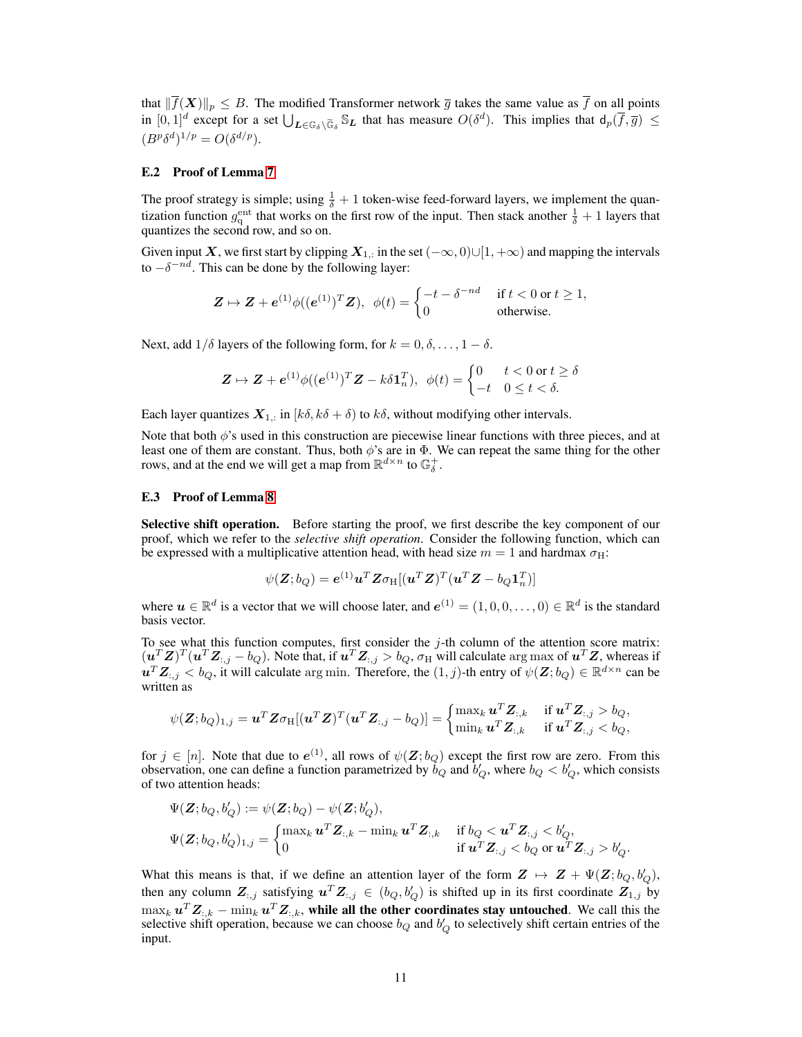that $\|\overline{f}(\boldsymbol{X})\|_p \leq B$. The modified Transformer network $\overline{g}$ takes the same value as $\overline{f}$ on all points in $[0,1]^d$ except for a set $\bigcup_{\boldsymbol{L} \in \mathbb{G}_\delta \setminus \tilde{\mathbb{G}}_\delta} \mathbb{S}_{\boldsymbol{L}}$ that has measure $O(\delta^d)$. This implies that $\mathsf{d}_p(\overline{f}, \overline{g}) \leq (B^p \delta^d)^{1/p} = O(\delta^{d/p})$.

### E.2 Proof of Lemma 7

The proof strategy is simple; using $\frac{1}{\delta}+1$ token-wise feed-forward layers, we implement the quantization function $g_{\rm q}^{\rm ent}$ that works on the first row of the input. Then stack another $\frac{1}{\delta}+1$ layers that quantizes the second row, and so on.

Given input $\boldsymbol{X}$, we first start by clipping $\boldsymbol{X}_{1,:}$ in the set $(-\infty, 0) \cup [1, +\infty)$ and mapping the intervals to $-\delta^{-nd}$. This can be done by the following layer:

$$\boldsymbol{Z} \mapsto \boldsymbol{Z} + \boldsymbol{e}^{(1)} \phi((\boldsymbol{e}^{(1)})^T \boldsymbol{Z}), \;\; \phi(t) = \begin{cases} -t - \delta^{-nd} & \text{if } t < 0 \text{ or } t \geq 1, \\ 0 & \text{otherwise.} \end{cases}$$

Next, add $1/\delta$ layers of the following form, for $k = 0, \delta, \dots, 1-\delta$.

$$\boldsymbol{Z} \mapsto \boldsymbol{Z} + \boldsymbol{e}^{(1)} \phi((\boldsymbol{e}^{(1)})^T \boldsymbol{Z} - k\delta \boldsymbol{1}_n^T), \;\; \phi(t) = \begin{cases} 0 & t < 0 \text{ or } t \geq \delta \\ -t & 0 \leq t < \delta. \end{cases}$$

Each layer quantizes $\boldsymbol{X}_{1,:}$ in $[k\delta, k\delta + \delta)$ to $k\delta$, without modifying other intervals.

Note that both $\phi$'s used in this construction are piecewise linear functions with three pieces, and at least one of them are constant. Thus, both $\phi$'s are in $\Phi$. We can repeat the same thing for the other rows, and at the end we will get a map from $\mathbb{R}^{d \times n}$ to $\mathbb{G}_\delta^+$.

### E.3 Proof of Lemma 8

**Selective shift operation.** Before starting the proof, we first describe the key component of our proof, which we refer to the *selective shift operation*. Consider the following function, which can be expressed with a multiplicative attention head, with head size $m=1$ and hardmax $\sigma_{\rm H}$:

$$\psi(\boldsymbol{Z}; b_Q) = \boldsymbol{e}^{(1)} \boldsymbol{u}^T \boldsymbol{Z} \sigma_{\rm H}[(\boldsymbol{u}^T \boldsymbol{Z})^T (\boldsymbol{u}^T \boldsymbol{Z} - b_Q \boldsymbol{1}_n^T)]$$

where $\boldsymbol{u} \in \mathbb{R}^d$ is a vector that we will choose later, and $\boldsymbol{e}^{(1)} = (1, 0, 0, \dots, 0) \in \mathbb{R}^d$ is the standard basis vector.

To see what this function computes, first consider the $j$-th column of the attention score matrix: $(\boldsymbol{u}^T \boldsymbol{Z})^T (\boldsymbol{u}^T \boldsymbol{Z}_{:,j} - b_Q)$. Note that, if $\boldsymbol{u}^T \boldsymbol{Z}_{:,j} > b_Q$, $\sigma_{\rm H}$ will calculate $\arg\max$ of $\boldsymbol{u}^T \boldsymbol{Z}$, whereas if $\boldsymbol{u}^T \boldsymbol{Z}_{:,j} < b_Q$, it will calculate $\arg\min$. Therefore, the $(1,j)$-th entry of $\psi(\boldsymbol{Z}; b_Q) \in \mathbb{R}^{d \times n}$ can be written as

$$\psi(\boldsymbol{Z}; b_Q)_{1,j} = \boldsymbol{u}^T \boldsymbol{Z} \sigma_{\rm H}[(\boldsymbol{u}^T \boldsymbol{Z})^T (\boldsymbol{u}^T \boldsymbol{Z}_{:,j} - b_Q)] = \begin{cases} \max_k \boldsymbol{u}^T \boldsymbol{Z}_{:,k} & \text{if } \boldsymbol{u}^T \boldsymbol{Z}_{:,j} > b_Q, \\ \min_k \boldsymbol{u}^T \boldsymbol{Z}_{:,k} & \text{if } \boldsymbol{u}^T \boldsymbol{Z}_{:,j} < b_Q, \end{cases}$$

for $j \in [n]$. Note that due to $\boldsymbol{e}^{(1)}$, all rows of $\psi(\boldsymbol{Z}; b_Q)$ except the first row are zero. From this observation, one can define a function parametrized by $b_Q$ and $b'_Q$, where $b_Q < b'_Q$, which consists of two attention heads:

$$\Psi(\boldsymbol{Z}; b_Q, b'_Q) := \psi(\boldsymbol{Z}; b_Q) - \psi(\boldsymbol{Z}; b'_Q),$$
$$\Psi(\boldsymbol{Z}; b_Q, b'_Q)_{1,j} = \begin{cases} \max_k \boldsymbol{u}^T \boldsymbol{Z}_{:,k} - \min_k \boldsymbol{u}^T \boldsymbol{Z}_{:,k} & \text{if } b_Q < \boldsymbol{u}^T \boldsymbol{Z}_{:,j} < b'_Q, \\ 0 & \text{if } \boldsymbol{u}^T \boldsymbol{Z}_{:,j} < b_Q \text{ or } \boldsymbol{u}^T \boldsymbol{Z}_{:,j} > b'_Q. \end{cases}$$

What this means is that, if we define an attention layer of the form $\boldsymbol{Z} \mapsto \boldsymbol{Z} + \Psi(\boldsymbol{Z}; b_Q, b'_Q)$, then any column $\boldsymbol{Z}_{:,j}$ satisfying $\boldsymbol{u}^T \boldsymbol{Z}_{:,j} \in (b_Q, b'_Q)$ is shifted up in its first coordinate $\boldsymbol{Z}_{1,j}$ by $\max_k \boldsymbol{u}^T \boldsymbol{Z}_{:,k} - \min_k \boldsymbol{u}^T \boldsymbol{Z}_{:,k}$, **while all the other coordinates stay untouched**. We call this the selective shift operation, because we can choose $b_Q$ and $b'_Q$ to selectively shift certain entries of the input.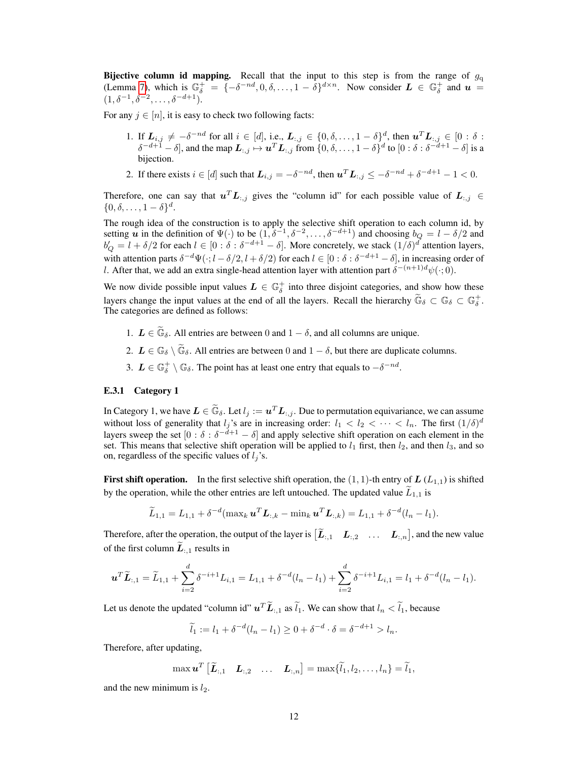**Bijective column id mapping.** Recall that the input to this step is from the range of $g_{\rm q}$ (Lemma 7), which is $\mathbb{G}_\delta^+ = \{-\delta^{-nd}, 0, \delta, \dots, 1-\delta\}^{d\times n}$. Now consider $\boldsymbol{L} \in \mathbb{G}_\delta^+$ and $\boldsymbol{u} = (1, \delta^{-1}, \delta^{-2}, \dots, \delta^{-d+1})$.

For any $j \in [n]$, it is easy to check two following facts:

1. If $\boldsymbol{L}_{i,j} \neq -\delta^{-nd}$ for all $i \in [d]$, i.e., $\boldsymbol{L}_{:,j} \in \{0, \delta, \dots, 1-\delta\}^d$, then $\boldsymbol{u}^T \boldsymbol{L}_{:,j} \in [0 : \delta : \delta^{-d+1} - \delta]$, and the map $\boldsymbol{L}_{:,j} \mapsto \boldsymbol{u}^T \boldsymbol{L}_{:,j}$ from $\{0, \delta, \dots, 1-\delta\}^d$ to $[0 : \delta : \delta^{-d+1} - \delta]$ is a bijection.
2. If there exists $i \in [d]$ such that $\boldsymbol{L}_{i,j} = -\delta^{-nd}$, then $\boldsymbol{u}^T \boldsymbol{L}_{:,j} \leq -\delta^{-nd} + \delta^{-d+1} - 1 < 0$.

Therefore, one can say that $\boldsymbol{u}^T \boldsymbol{L}_{:,j}$ gives the "column id" for each possible value of $\boldsymbol{L}_{:,j} \in \{0, \delta, \dots, 1-\delta\}^d$.

The rough idea of the construction is to apply the selective shift operation to each column id, by setting $\boldsymbol{u}$ in the definition of $\Psi(\cdot)$ to be $(1, \delta^{-1}, \delta^{-2}, \dots, \delta^{-d+1})$ and choosing $b_Q = l - \delta/2$ and $b'_Q = l + \delta/2$ for each $l \in [0 : \delta : \delta^{-d+1} - \delta]$. More concretely, we stack $(1/\delta)^d$ attention layers, with attention parts $\delta^{-d}\Psi(\cdot; l - \delta/2, l + \delta/2)$ for each $l \in [0 : \delta : \delta^{-d+1} - \delta]$, in increasing order of $l$. After that, we add an extra single-head attention layer with attention part $\delta^{-(n+1)d}\psi(\cdot; 0)$.

We now divide possible input values $\boldsymbol{L} \in \mathbb{G}_\delta^+$ into three disjoint categories, and show how these layers change the input values at the end of all the layers. Recall the hierarchy $\widetilde{\mathbb{G}}_\delta \subset \mathbb{G}_\delta \subset \mathbb{G}_\delta^+$. The categories are defined as follows:

1. $\boldsymbol{L} \in \widetilde{\mathbb{G}}_\delta$. All entries are between 0 and $1 - \delta$, and all columns are unique.
2. $\boldsymbol{L} \in \mathbb{G}_\delta \setminus \widetilde{\mathbb{G}}_\delta$. All entries are between 0 and $1-\delta$, but there are duplicate columns.
3. $\boldsymbol{L} \in \mathbb{G}_\delta^+ \setminus \mathbb{G}_\delta$. The point has at least one entry that equals to $-\delta^{-nd}$.

### E.3.1 Category 1

In Category 1, we have $\boldsymbol{L} \in \widetilde{\mathbb{G}}_\delta$. Let $l_j := \boldsymbol{u}^T \boldsymbol{L}_{:,j}$. Due to permutation equivariance, we can assume without loss of generality that $l_j$'s are in increasing order: $l_1 < l_2 < \cdots < l_n$. The first $(1/\delta)^d$ layers sweep the set $[0 : \delta : \delta^{-d+1} - \delta]$ and apply selective shift operation on each element in the set. This means that selective shift operation will be applied to $l_1$ first, then $l_2$, and then $l_3$, and so on, regardless of the specific values of $l_j$'s.

**First shift operation.** In the first selective shift operation, the $(1,1)$-th entry of $\boldsymbol{L}$ ($L_{1,1}$) is shifted by the operation, while the other entries are left untouched. The updated value $\widetilde{L}_{1,1}$ is

$$\widetilde{L}_{1,1} = L_{1,1} + \delta^{-d}(\max\nolimits_k \boldsymbol{u}^T \boldsymbol{L}_{:,k} - \min\nolimits_k \boldsymbol{u}^T \boldsymbol{L}_{:,k}) = L_{1,1} + \delta^{-d}(l_n - l_1).$$

Therefore, after the operation, the output of the layer is $\begin{bmatrix} \widetilde{\boldsymbol{L}}_{:,1} & \boldsymbol{L}_{:,2} & \dots & \boldsymbol{L}_{:,n} \end{bmatrix}$, and the new value of the first column $\widetilde{\boldsymbol{L}}_{:,1}$ results in

$$\boldsymbol{u}^T \widetilde{\boldsymbol{L}}_{:,1} = \widetilde{L}_{1,1} + \sum_{i=2}^{d} \delta^{-i+1} L_{i,1} = L_{1,1} + \delta^{-d}(l_n - l_1) + \sum_{i=2}^{d} \delta^{-i+1} L_{i,1} = l_1 + \delta^{-d}(l_n - l_1).$$

Let us denote the updated "column id" $\boldsymbol{u}^T \widetilde{\boldsymbol{L}}_{:,1}$ as $\widetilde{l}_1$. We can show that $l_n < \widetilde{l}_1$, because

$$\widetilde{l}_1 := l_1 + \delta^{-d}(l_n - l_1) \geq 0 + \delta^{-d} \cdot \delta = \delta^{-d+1} > l_n.$$

Therefore, after updating,

$$\max \boldsymbol{u}^T \begin{bmatrix} \widetilde{\boldsymbol{L}}_{:,1} & \boldsymbol{L}_{:,2} & \dots & \boldsymbol{L}_{:,n} \end{bmatrix} = \max\{\widetilde{l}_1, l_2, \dots, l_n\} = \widetilde{l}_1,$$

and the new minimum is $l_2$.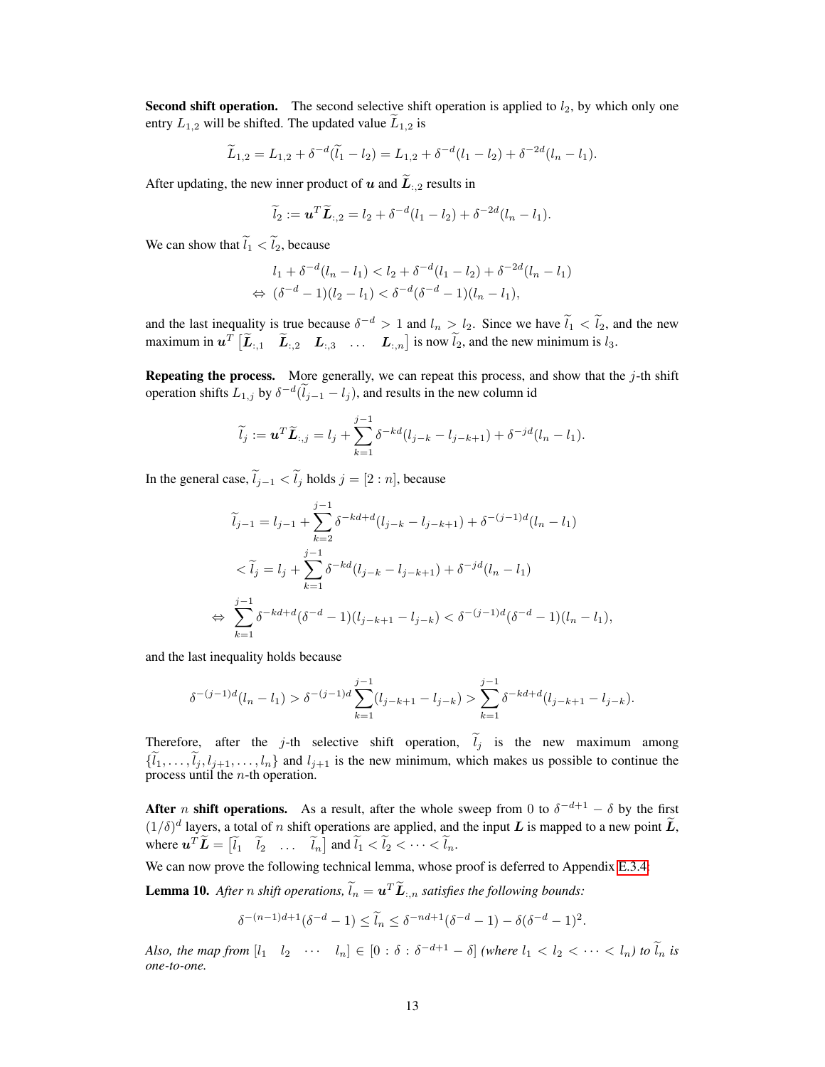**Second shift operation.** The second selective shift operation is applied to $l_2$, by which only one entry $L_{1,2}$ will be shifted. The updated value $\widetilde{L}_{1,2}$ is

$$\widetilde{L}_{1,2} = L_{1,2} + \delta^{-d}(\widetilde{l}_1 - l_2) = L_{1,2} + \delta^{-d}(l_1 - l_2) + \delta^{-2d}(l_n - l_1).$$

After updating, the new inner product of $\boldsymbol{u}$ and $\widetilde{\boldsymbol{L}}_{:,2}$ results in

$$\widetilde{l}_2 := \boldsymbol{u}^T \widetilde{\boldsymbol{L}}_{:,2} = l_2 + \delta^{-d}(l_1 - l_2) + \delta^{-2d}(l_n - l_1).$$

We can show that $\widetilde{l}_1 < \widetilde{l}_2$, because

$$\begin{aligned}
& l_1 + \delta^{-d}(l_n - l_1) < l_2 + \delta^{-d}(l_1 - l_2) + \delta^{-2d}(l_n - l_1) \\
\Leftrightarrow \ & (\delta^{-d} - 1)(l_2 - l_1) < \delta^{-d}(\delta^{-d} - 1)(l_n - l_1),
\end{aligned}$$

and the last inequality is true because $\delta^{-d} > 1$ and $l_n > l_2$. Since we have $\widetilde{l}_1 < \widetilde{l}_2$, and the new maximum in $\boldsymbol{u}^T \begin{bmatrix} \widetilde{\boldsymbol{L}}_{:,1} & \widetilde{\boldsymbol{L}}_{:,2} & \boldsymbol{L}_{:,3} & \dots & \boldsymbol{L}_{:,n} \end{bmatrix}$ is now $\widetilde{l}_2$, and the new minimum is $l_3$.

**Repeating the process.** More generally, we can repeat this process, and show that the $j$-th shift operation shifts $L_{1,j}$ by $\delta^{-d}(\widetilde{l}_{j-1} - l_j)$, and results in the new column id

$$\widetilde{l}_j := \boldsymbol{u}^T \widetilde{\boldsymbol{L}}_{:,j} = l_j + \sum_{k=1}^{j-1} \delta^{-kd}(l_{j-k} - l_{j-k+1}) + \delta^{-jd}(l_n - l_1).$$

In the general case, $\widetilde{l}_{j-1} < \widetilde{l}_j$ holds $j = [2 : n]$, because

$$\begin{aligned}
\widetilde{l}_{j-1} &= l_{j-1} + \sum_{k=2}^{j-1} \delta^{-kd+d}(l_{j-k} - l_{j-k+1}) + \delta^{-(j-1)d}(l_n - l_1) \\
&< \widetilde{l}_j = l_j + \sum_{k=1}^{j-1} \delta^{-kd}(l_{j-k} - l_{j-k+1}) + \delta^{-jd}(l_n - l_1) \\
\Leftrightarrow \ & \sum_{k=1}^{j-1} \delta^{-kd+d}(\delta^{-d} - 1)(l_{j-k+1} - l_{j-k}) < \delta^{-(j-1)d}(\delta^{-d} - 1)(l_n - l_1),
\end{aligned}$$

and the last inequality holds because

$$\delta^{-(j-1)d}(l_n - l_1) > \delta^{-(j-1)d} \sum_{k=1}^{j-1} (l_{j-k+1} - l_{j-k}) > \sum_{k=1}^{j-1} \delta^{-kd+d}(l_{j-k+1} - l_{j-k}).$$

Therefore, after the $j$-th selective shift operation, $\widetilde{l}_j$ is the new maximum among $\{\widetilde{l}_1, \dots, \widetilde{l}_j, l_{j+1}, \dots, l_n\}$ and $l_{j+1}$ is the new minimum, which makes us possible to continue the process until the $n$-th operation.

**After $n$ shift operations.** As a result, after the whole sweep from $0$ to $\delta^{-d+1} - \delta$ by the first $(1/\delta)^d$ layers, a total of $n$ shift operations are applied, and the input $\boldsymbol{L}$ is mapped to a new point $\widetilde{\boldsymbol{L}}$, where $\boldsymbol{u}^T \widetilde{\boldsymbol{L}} = \begin{bmatrix} \widetilde{l}_1 & \widetilde{l}_2 & \dots & \widetilde{l}_n \end{bmatrix}$ and $\widetilde{l}_1 < \widetilde{l}_2 < \dots < \widetilde{l}_n$.

We can now prove the following technical lemma, whose proof is deferred to Appendix E.3.4:

**Lemma 10.** *After $n$ shift operations, $\widetilde{l}_n = \boldsymbol{u}^T \widetilde{\boldsymbol{L}}_{:,n}$ satisfies the following bounds:*

$$\delta^{-(n-1)d+1}(\delta^{-d} - 1) \leq \widetilde{l}_n \leq \delta^{-nd+1}(\delta^{-d} - 1) - \delta(\delta^{-d} - 1)^2.$$

*Also, the map from $\begin{bmatrix} l_1 & l_2 & \cdots & l_n \end{bmatrix} \in [0 : \delta : \delta^{-d+1} - \delta]$ (where $l_1 < l_2 < \cdots < l_n$) to $\widetilde{l}_n$ is one-to-one.*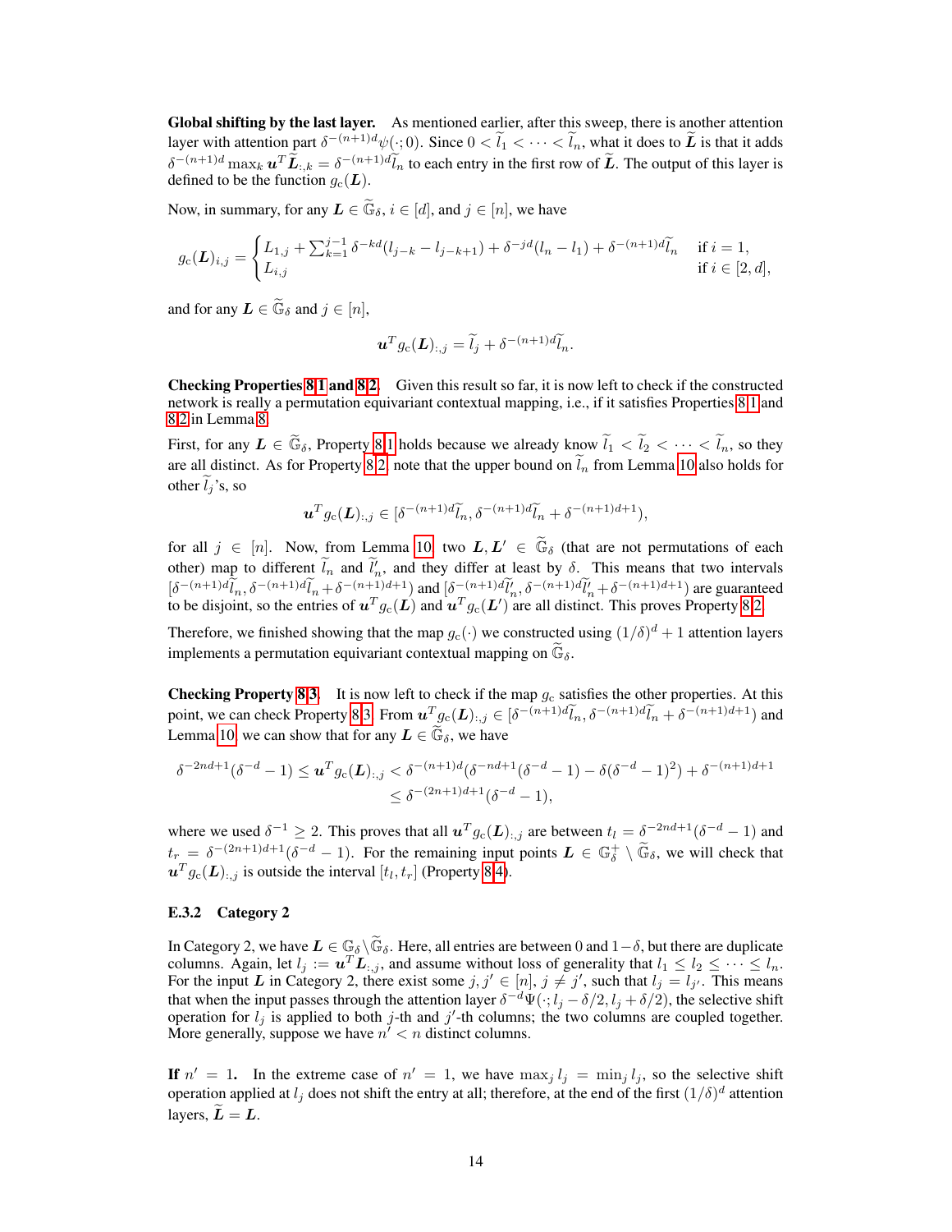**Global shifting by the last layer.** As mentioned earlier, after this sweep, there is another attention layer with attention part $\delta^{-(n+1)d}\psi(\cdot;0)$. Since $0 < \widetilde{l}_1 < \cdots < \widetilde{l}_n$, what it does to $\widetilde{\boldsymbol{L}}$ is that it adds $\delta^{-(n+1)d} \max_k \boldsymbol{u}^T \widetilde{\boldsymbol{L}}_{:,k} = \delta^{-(n+1)d}\widetilde{l}_n$ to each entry in the first row of $\widetilde{\boldsymbol{L}}$. The output of this layer is defined to be the function $g_c(\boldsymbol{L})$.

Now, in summary, for any $\boldsymbol{L} \in \widetilde{\mathbb{G}}_\delta$, $i \in [d]$, and $j \in [n]$, we have

$$
g_c(\boldsymbol{L})_{i,j} = \begin{cases} L_{1,j} + \sum_{k=1}^{j-1} \delta^{-kd}(l_{j-k} - l_{j-k+1}) + \delta^{-jd}(l_n - l_1) + \delta^{-(n+1)d}\widetilde{l}_n & \text{if } i = 1, \\ L_{i,j} & \text{if } i \in [2, d], \end{cases}
$$

and for any $\boldsymbol{L} \in \widetilde{\mathbb{G}}_\delta$ and $j \in [n]$,

$$
\boldsymbol{u}^T g_c(\boldsymbol{L})_{:,j} = \widetilde{l}_j + \delta^{-(n+1)d}\widetilde{l}_n.
$$

**Checking Properties 8.1 and 8.2.** Given this result so far, it is now left to check if the constructed network is really a permutation equivariant contextual mapping, i.e., if it satisfies Properties 8.1 and 8.2 in Lemma 8.

First, for any $\boldsymbol{L} \in \widetilde{\mathbb{G}}_\delta$, Property 8.1 holds because we already know $\widetilde{l}_1 < \widetilde{l}_2 < \cdots < \widetilde{l}_n$, so they are all distinct. As for Property 8.2, note that the upper bound on $\widetilde{l}_n$ from Lemma 10 also holds for other $\widetilde{l}_j$'s, so

$$
\boldsymbol{u}^T g_c(\boldsymbol{L})_{:,j} \in [\delta^{-(n+1)d}\widetilde{l}_n, \delta^{-(n+1)d}\widetilde{l}_n + \delta^{-(n+1)d+1}),
$$

for all $j \in [n]$. Now, from Lemma 10, two $\boldsymbol{L}, \boldsymbol{L}' \in \widetilde{\mathbb{G}}_\delta$ (that are not permutations of each other) map to different $\widetilde{l}_n$ and $\widetilde{l}'_n$, and they differ at least by $\delta$. This means that two intervals $[\delta^{-(n+1)d}\widetilde{l}_n, \delta^{-(n+1)d}\widetilde{l}_n + \delta^{-(n+1)d+1})$ and $[\delta^{-(n+1)d}\widetilde{l}'_n, \delta^{-(n+1)d}\widetilde{l}'_n + \delta^{-(n+1)d+1})$ are guaranteed to be disjoint, so the entries of $\boldsymbol{u}^T g_c(\boldsymbol{L})$ and $\boldsymbol{u}^T g_c(\boldsymbol{L}')$ are all distinct. This proves Property 8.2.

Therefore, we finished showing that the map $g_c(\cdot)$ we constructed using $(1/\delta)^d + 1$ attention layers implements a permutation equivariant contextual mapping on $\widetilde{\mathbb{G}}_\delta$.

**Checking Property 8.3.** It is now left to check if the map $g_c$ satisfies the other properties. At this point, we can check Property 8.3. From $\boldsymbol{u}^T g_c(\boldsymbol{L})_{:,j} \in [\delta^{-(n+1)d}\widetilde{l}_n, \delta^{-(n+1)d}\widetilde{l}_n + \delta^{-(n+1)d+1})$ and Lemma 10, we can show that for any $\boldsymbol{L} \in \widetilde{\mathbb{G}}_\delta$, we have

$$
\begin{aligned}
\delta^{-2nd+1}(\delta^{-d} - 1) \leq \boldsymbol{u}^T g_c(\boldsymbol{L})_{:,j} &< \delta^{-(n+1)d}(\delta^{-nd+1}(\delta^{-d} - 1) - \delta(\delta^{-d} - 1)^2) + \delta^{-(n+1)d+1} \\
&\leq \delta^{-(2n+1)d+1}(\delta^{-d} - 1),
\end{aligned}
$$

where we used $\delta^{-1} \geq 2$. This proves that all $\boldsymbol{u}^T g_c(\boldsymbol{L})_{:,j}$ are between $t_l = \delta^{-2nd+1}(\delta^{-d} - 1)$ and $t_r = \delta^{-(2n+1)d+1}(\delta^{-d} - 1)$. For the remaining input points $\boldsymbol{L} \in \mathbb{G}_\delta^+ \setminus \widetilde{\mathbb{G}}_\delta$, we will check that $\boldsymbol{u}^T g_c(\boldsymbol{L})_{:,j}$ is outside the interval $[t_l, t_r]$ (Property 8.4).

### E.3.2 Category 2

In Category 2, we have $\boldsymbol{L} \in \mathbb{G}_\delta \setminus \widetilde{\mathbb{G}}_\delta$. Here, all entries are between 0 and $1-\delta$, but there are duplicate columns. Again, let $l_j := \boldsymbol{u}^T \boldsymbol{L}_{:,j}$, and assume without loss of generality that $l_1 \leq l_2 \leq \cdots \leq l_n$. For the input $\boldsymbol{L}$ in Category 2, there exist some $j, j' \in [n]$, $j \neq j'$, such that $l_j = l_{j'}$. This means that when the input passes through the attention layer $\delta^{-d}\Psi(\cdot; l_j - \delta/2, l_j + \delta/2)$, the selective shift operation for $l_j$ is applied to both $j$-th and $j'$-th columns; the two columns are coupled together. More generally, suppose we have $n' < n$ distinct columns.

**If $n' = 1$.** In the extreme case of $n' = 1$, we have $\max_j l_j = \min_j l_j$, so the selective shift operation applied at $l_j$ does not shift the entry at all; therefore, at the end of the first $(1/\delta)^d$ attention layers, $\widetilde{\boldsymbol{L}} = \boldsymbol{L}$.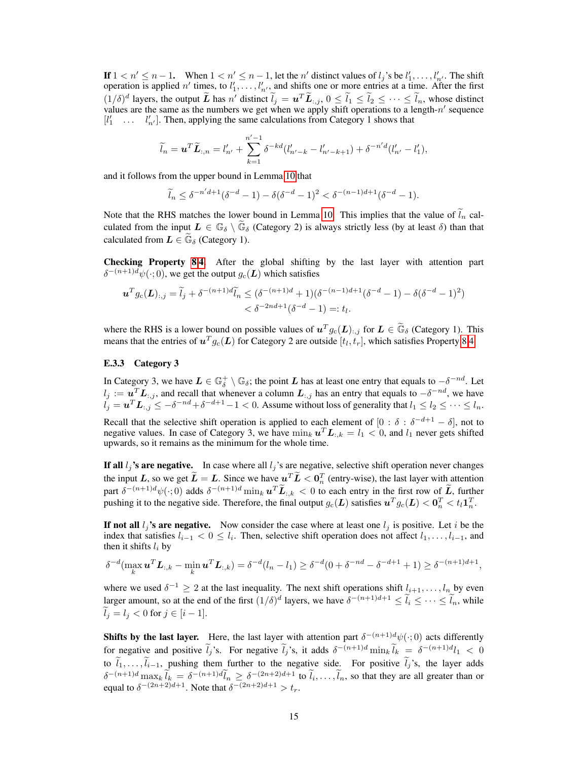**If $1 < n' \leq n-1$.** When $1 < n' \leq n-1$, let the $n'$ distinct values of $l_j$'s be $l'_1, \dots, l'_{n'}$. The shift operation is applied $n'$ times, to $l'_1, \dots, l'_{n'}$, and shifts one or more entries at a time. After the first $(1/\delta)^d$ layers, the output $\widetilde{\boldsymbol{L}}$ has $n'$ distinct $\widetilde{l}_j = \boldsymbol{u}^T \widetilde{\boldsymbol{L}}_{:,j}$, $0 \leq \widetilde{l}_1 \leq \widetilde{l}_2 \leq \cdots \leq \widetilde{l}_n$, whose distinct values are the same as the numbers we get when we apply shift operations to a length-$n'$ sequence $[l'_1 \quad \dots \quad l'_{n'}]$. Then, applying the same calculations from Category 1 shows that

$$\widetilde{l}_n = \boldsymbol{u}^T \widetilde{\boldsymbol{L}}_{:,n} = l'_{n'} + \sum_{k=1}^{n'-1} \delta^{-kd}(l'_{n'-k} - l'_{n'-k+1}) + \delta^{-n'd}(l'_{n'} - l'_1),$$

and it follows from the upper bound in Lemma 10 that

$$\widetilde{l}_n \leq \delta^{-n'd+1}(\delta^{-d} - 1) - \delta(\delta^{-d} - 1)^2 < \delta^{-(n-1)d+1}(\delta^{-d} - 1).$$

Note that the RHS matches the lower bound in Lemma 10. This implies that the value of $\widetilde{l}_n$ calculated from the input $\boldsymbol{L} \in \mathbb{G}_\delta \setminus \widetilde{\mathbb{G}}_\delta$ (Category 2) is always strictly less (by at least $\delta$) than that calculated from $\boldsymbol{L} \in \widetilde{\mathbb{G}}_\delta$ (Category 1).

**Checking Property 8.4.** After the global shifting by the last layer with attention part $\delta^{-(n+1)d}\psi(\cdot; 0)$, we get the output $g_c(\boldsymbol{L})$ which satisfies

$$\begin{aligned}\boldsymbol{u}^T g_c(\boldsymbol{L})_{:,j} = \widetilde{l}_j + \delta^{-(n+1)d}\widetilde{l}_n &\leq (\delta^{-(n+1)d} + 1)(\delta^{-(n-1)d+1}(\delta^{-d} - 1) - \delta(\delta^{-d} - 1)^2) \\ &< \delta^{-2nd+1}(\delta^{-d} - 1) =: t_l.\end{aligned}$$

where the RHS is a lower bound on possible values of $\boldsymbol{u}^T g_c(\boldsymbol{L})_{:,j}$ for $\boldsymbol{L} \in \widetilde{\mathbb{G}}_\delta$ (Category 1). This means that the entries of $\boldsymbol{u}^T g_c(\boldsymbol{L})$ for Category 2 are outside $[t_l, t_r]$, which satisfies Property 8.4.

### E.3.3 Category 3

In Category 3, we have $\boldsymbol{L} \in \mathbb{G}_\delta^+ \setminus \mathbb{G}_\delta$; the point $\boldsymbol{L}$ has at least one entry that equals to $-\delta^{-nd}$. Let $l_j := \boldsymbol{u}^T \boldsymbol{L}_{:,j}$, and recall that whenever a column $\boldsymbol{L}_{:,j}$ has an entry that equals to $-\delta^{-nd}$, we have $l_j = \boldsymbol{u}^T \boldsymbol{L}_{:,j} \leq -\delta^{-nd} + \delta^{-d+1} - 1 < 0$. Assume without loss of generality that $l_1 \leq l_2 \leq \cdots \leq l_n$.

Recall that the selective shift operation is applied to each element of $[0 : \delta : \delta^{-d+1} - \delta]$, not to negative values. In case of Category 3, we have $\min_k \boldsymbol{u}^T \boldsymbol{L}_{:,k} = l_1 < 0$, and $l_1$ never gets shifted upwards, so it remains as the minimum for the whole time.

**If all $l_j$'s are negative.** In case where all $l_j$'s are negative, selective shift operation never changes the input $\boldsymbol{L}$, so we get $\widetilde{\boldsymbol{L}} = \boldsymbol{L}$. Since we have $\boldsymbol{u}^T \widetilde{\boldsymbol{L}} < \boldsymbol{0}_n^T$ (entry-wise), the last layer with attention part $\delta^{-(n+1)d}\psi(\cdot; 0)$ adds $\delta^{-(n+1)d} \min_k \boldsymbol{u}^T \widetilde{\boldsymbol{L}}_{:,k} < 0$ to each entry in the first row of $\widetilde{\boldsymbol{L}}$, further pushing it to the negative side. Therefore, the final output $g_c(\boldsymbol{L})$ satisfies $\boldsymbol{u}^T g_c(\boldsymbol{L}) < \boldsymbol{0}_n^T < t_l \boldsymbol{1}_n^T$.

**If not all $l_j$'s are negative.** Now consider the case where at least one $l_j$ is positive. Let $i$ be the index that satisfies $l_{i-1} < 0 \leq l_i$. Then, selective shift operation does not affect $l_1, \dots, l_{i-1}$, and then it shifts $l_i$ by

$$\delta^{-d}(\max_k \boldsymbol{u}^T \boldsymbol{L}_{:,k} - \min_k \boldsymbol{u}^T \boldsymbol{L}_{:,k}) = \delta^{-d}(l_n - l_1) \geq \delta^{-d}(0 + \delta^{-nd} - \delta^{-d+1} + 1) \geq \delta^{-(n+1)d+1},$$

where we used $\delta^{-1} \geq 2$ at the last inequality. The next shift operations shift $l_{i+1}, \dots, l_n$ by even larger amount, so at the end of the first $(1/\delta)^d$ layers, we have $\delta^{-(n+1)d+1} \leq \widetilde{l}_i \leq \cdots \leq \widetilde{l}_n$, while $\widetilde{l}_j = l_j < 0$ for $j \in [i-1]$.

**Shifts by the last layer.** Here, the last layer with attention part $\delta^{-(n+1)d}\psi(\cdot; 0)$ acts differently for negative and positive $\widetilde{l}_j$'s. For negative $\widetilde{l}_j$'s, it adds $\delta^{-(n+1)d} \min_k \widetilde{l}_k = \delta^{-(n+1)d} l_1 < 0$ to $\widetilde{l}_1, \dots, \widetilde{l}_{i-1}$, pushing them further to the negative side. For positive $\widetilde{l}_j$'s, the layer adds $\delta^{-(n+1)d} \max_k \widetilde{l}_k = \delta^{-(n+1)d}\widetilde{l}_n \geq \delta^{-(2n+2)d+1}$ to $\widetilde{l}_i, \dots, \widetilde{l}_n$, so that they are all greater than or equal to $\delta^{-(2n+2)d+1}$. Note that $\delta^{-(2n+2)d+1} > t_r$.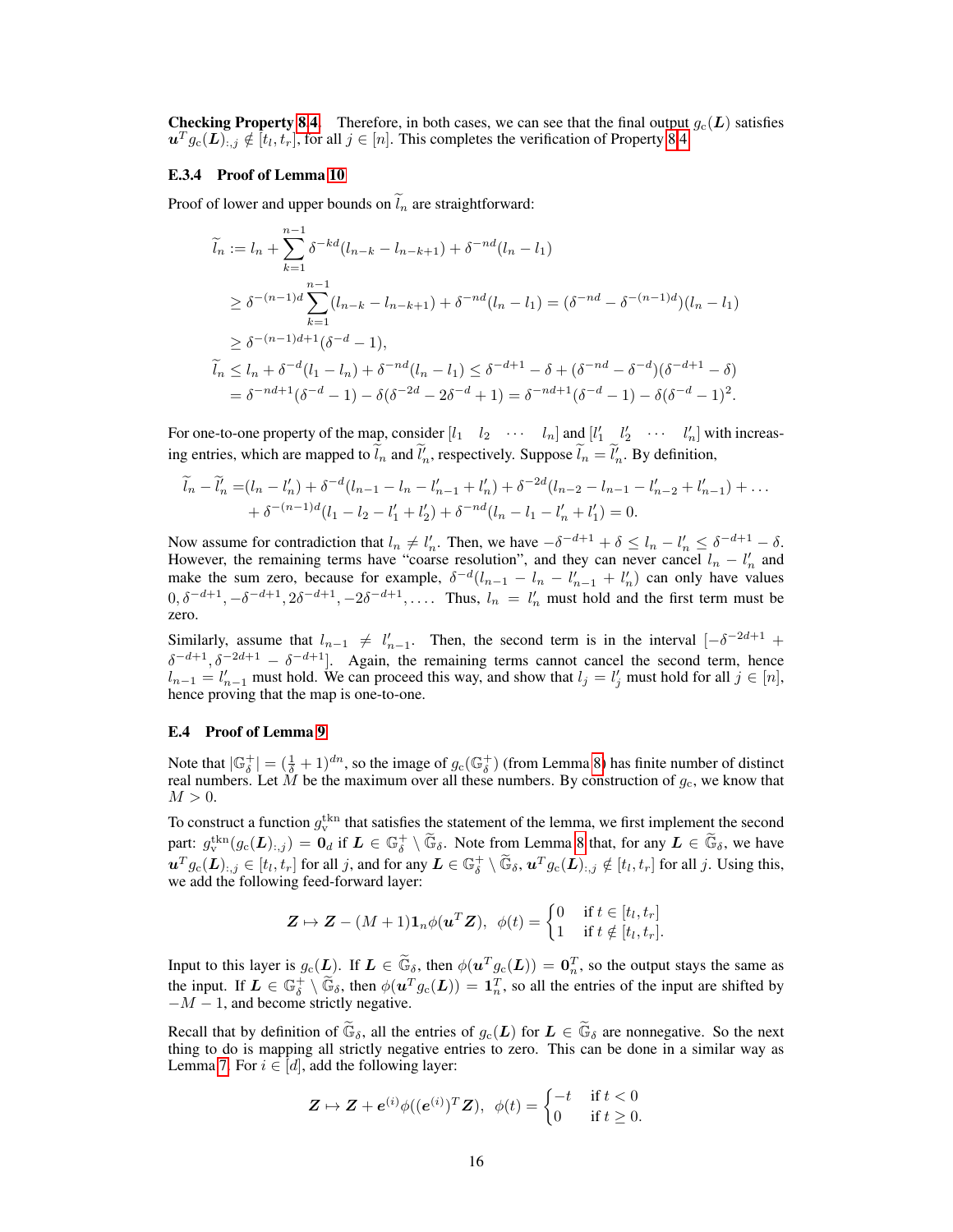**Checking Property 8.4** Therefore, in both cases, we can see that the final output $g_c(\boldsymbol{L})$ satisfies $\boldsymbol{u}^T g_c(\boldsymbol{L})_{:,j} \notin [t_l, t_r]$, for all $j \in [n]$. This completes the verification of Property 8.4.

### E.3.4 Proof of Lemma 10

Proof of lower and upper bounds on $\widetilde{l}_n$ are straightforward:

$$
\begin{aligned}
\widetilde{l}_n &:= l_n + \sum_{k=1}^{n-1} \delta^{-kd}(l_{n-k} - l_{n-k+1}) + \delta^{-nd}(l_n - l_1) \\
&\geq \delta^{-(n-1)d} \sum_{k=1}^{n-1} (l_{n-k} - l_{n-k+1}) + \delta^{-nd}(l_n - l_1) = (\delta^{-nd} - \delta^{-(n-1)d})(l_n - l_1) \\
&\geq \delta^{-(n-1)d+1}(\delta^{-d} - 1), \\
\widetilde{l}_n &\leq l_n + \delta^{-d}(l_1 - l_n) + \delta^{-nd}(l_n - l_1) \leq \delta^{-d+1} - \delta + (\delta^{-nd} - \delta^{-d})(\delta^{-d+1} - \delta) \\
&= \delta^{-nd+1}(\delta^{-d} - 1) - \delta(\delta^{-2d} - 2\delta^{-d} + 1) = \delta^{-nd+1}(\delta^{-d} - 1) - \delta(\delta^{-d} - 1)^2.
\end{aligned}
$$

For one-to-one property of the map, consider $[l_1 \quad l_2 \quad \cdots \quad l_n]$ and $[l'_1 \quad l'_2 \quad \cdots \quad l'_n]$ with increasing entries, which are mapped to $\widetilde{l}_n$ and $\widetilde{l}'_n$, respectively. Suppose $\widetilde{l}_n = \widetilde{l}'_n$. By definition,

$$
\begin{aligned}
\widetilde{l}_n - \widetilde{l}'_n =& (l_n - l'_n) + \delta^{-d}(l_{n-1} - l_n - l'_{n-1} + l'_n) + \delta^{-2d}(l_{n-2} - l_{n-1} - l'_{n-2} + l'_{n-1}) + \dots \\
&+ \delta^{-(n-1)d}(l_1 - l_2 - l'_1 + l'_2) + \delta^{-nd}(l_n - l_1 - l'_n + l'_1) = 0.
\end{aligned}
$$

Now assume for contradiction that $l_n \neq l'_n$. Then, we have $-\delta^{-d+1} + \delta \leq l_n - l'_n \leq \delta^{-d+1} - \delta$. However, the remaining terms have "coarse resolution", and they can never cancel $l_n - l'_n$ and make the sum zero, because for example, $\delta^{-d}(l_{n-1} - l_n - l'_{n-1} + l'_n)$ can only have values $0, \delta^{-d+1}, -\delta^{-d+1}, 2\delta^{-d+1}, -2\delta^{-d+1}, \dots$. Thus, $l_n = l'_n$ must hold and the first term must be zero.

Similarly, assume that $l_{n-1} \neq l'_{n-1}$. Then, the second term is in the interval $[-\delta^{-2d+1} + \delta^{-d+1}, \delta^{-2d+1} - \delta^{-d+1}]$. Again, the remaining terms cannot cancel the second term, hence $l_{n-1} = l'_{n-1}$ must hold. We can proceed this way, and show that $l_j = l'_j$ must hold for all $j \in [n]$, hence proving that the map is one-to-one.

## E.4 Proof of Lemma 9

Note that $|\mathbb{G}_\delta^+| = (\frac{1}{\delta} + 1)^{dn}$, so the image of $g_c(\mathbb{G}_\delta^+)$ (from Lemma 8) has finite number of distinct real numbers. Let $M$ be the maximum over all these numbers. By construction of $g_c$, we know that $M > 0$.

To construct a function $g_v^{\rm tkn}$ that satisfies the statement of the lemma, we first implement the second part: $g_v^{\rm tkn}(g_c(\boldsymbol{L})_{:,j}) = \boldsymbol{0}_d$ if $\boldsymbol{L} \in \mathbb{G}_\delta^+ \setminus \widetilde{\mathbb{G}}_\delta$. Note from Lemma 8 that, for any $\boldsymbol{L} \in \widetilde{\mathbb{G}}_\delta$, we have $\boldsymbol{u}^T g_c(\boldsymbol{L})_{:,j} \in [t_l, t_r]$ for all $j$, and for any $\boldsymbol{L} \in \mathbb{G}_\delta^+ \setminus \widetilde{\mathbb{G}}_\delta$, $\boldsymbol{u}^T g_c(\boldsymbol{L})_{:,j} \notin [t_l, t_r]$ for all $j$. Using this, we add the following feed-forward layer:

$$
\boldsymbol{Z} \mapsto \boldsymbol{Z} - (M+1)\boldsymbol{1}_n \phi(\boldsymbol{u}^T \boldsymbol{Z}), \;\; \phi(t) = \begin{cases} 0 & \text{if } t \in [t_l, t_r] \\ 1 & \text{if } t \notin [t_l, t_r]. \end{cases}
$$

Input to this layer is $g_c(\boldsymbol{L})$. If $\boldsymbol{L} \in \widetilde{\mathbb{G}}_\delta$, then $\phi(\boldsymbol{u}^T g_c(\boldsymbol{L})) = \boldsymbol{0}_n^T$, so the output stays the same as the input. If $\boldsymbol{L} \in \mathbb{G}_\delta^+ \setminus \widetilde{\mathbb{G}}_\delta$, then $\phi(\boldsymbol{u}^T g_c(\boldsymbol{L})) = \boldsymbol{1}_n^T$, so all the entries of the input are shifted by $-M - 1$, and become strictly negative.

Recall that by definition of $\widetilde{\mathbb{G}}_\delta$, all the entries of $g_c(\boldsymbol{L})$ for $\boldsymbol{L} \in \widetilde{\mathbb{G}}_\delta$ are nonnegative. So the next thing to do is mapping all strictly negative entries to zero. This can be done in a similar way as Lemma 7. For $i \in [d]$, add the following layer:

$$
\boldsymbol{Z} \mapsto \boldsymbol{Z} + \boldsymbol{e}^{(i)} \phi((\boldsymbol{e}^{(i)})^T \boldsymbol{Z}), \;\; \phi(t) = \begin{cases} -t & \text{if } t < 0 \\ 0 & \text{if } t \geq 0. \end{cases}
$$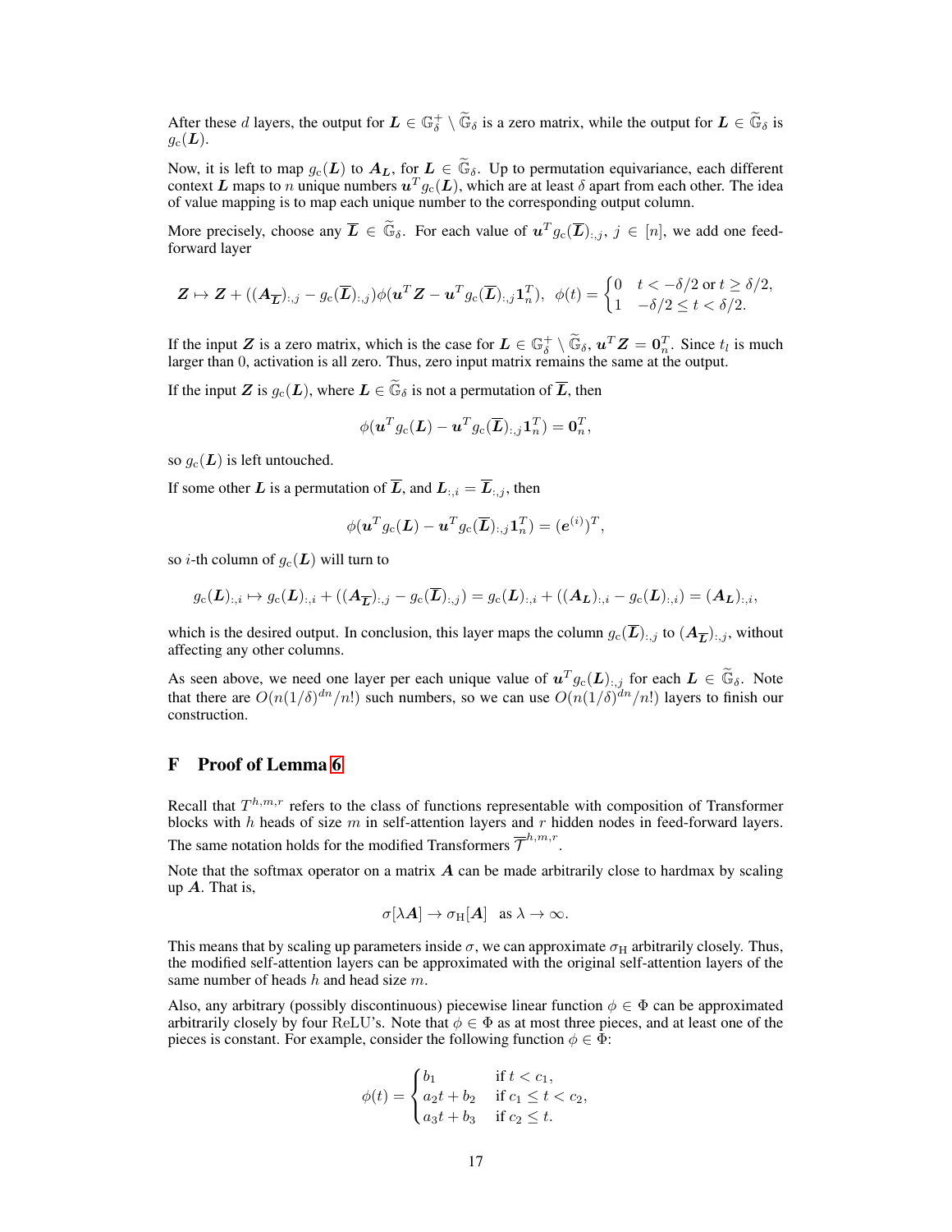After these $d$ layers, the output for $\boldsymbol{L} \in \mathbb{G}_\delta^+ \setminus \widetilde{\mathbb{G}}_\delta$ is a zero matrix, while the output for $\boldsymbol{L} \in \widetilde{\mathbb{G}}_\delta$ is $g_c(\boldsymbol{L})$.

Now, it is left to map $g_c(\boldsymbol{L})$ to $\boldsymbol{A}_{\boldsymbol{L}}$, for $\boldsymbol{L} \in \widetilde{\mathbb{G}}_\delta$. Up to permutation equivariance, each different context $\boldsymbol{L}$ maps to $n$ unique numbers $\boldsymbol{u}^T g_c(\boldsymbol{L})$, which are at least $\delta$ apart from each other. The idea of value mapping is to map each unique number to the corresponding output column.

More precisely, choose any $\overline{\boldsymbol{L}} \in \widetilde{\mathbb{G}}_\delta$. For each value of $\boldsymbol{u}^T g_c(\overline{\boldsymbol{L}})_{:,j}$, $j \in [n]$, we add one feed-forward layer

$$\boldsymbol{Z} \mapsto \boldsymbol{Z} + ((\boldsymbol{A}_{\overline{\boldsymbol{L}}})_{:,j} - g_c(\overline{\boldsymbol{L}})_{:,j})\phi(\boldsymbol{u}^T \boldsymbol{Z} - \boldsymbol{u}^T g_c(\overline{\boldsymbol{L}})_{:,j} \boldsymbol{1}_n^T), \;\; \phi(t) = \begin{cases} 0 & t < -\delta/2 \text{ or } t \geq \delta/2, \\ 1 & -\delta/2 \leq t < \delta/2. \end{cases}$$

If the input $\boldsymbol{Z}$ is a zero matrix, which is the case for $\boldsymbol{L} \in \mathbb{G}_\delta^+ \setminus \widetilde{\mathbb{G}}_\delta$, $\boldsymbol{u}^T \boldsymbol{Z} = \boldsymbol{0}_n^T$. Since $t_l$ is much larger than 0, activation is all zero. Thus, zero input matrix remains the same at the output.

If the input $\boldsymbol{Z}$ is $g_c(\boldsymbol{L})$, where $\boldsymbol{L} \in \widetilde{\mathbb{G}}_\delta$ is not a permutation of $\overline{\boldsymbol{L}}$, then

$$\phi(\boldsymbol{u}^T g_c(\boldsymbol{L}) - \boldsymbol{u}^T g_c(\overline{\boldsymbol{L}})_{:,j} \boldsymbol{1}_n^T) = \boldsymbol{0}_n^T,$$

so $g_c(\boldsymbol{L})$ is left untouched.

If some other $\boldsymbol{L}$ is a permutation of $\overline{\boldsymbol{L}}$, and $\boldsymbol{L}_{:,i} = \overline{\boldsymbol{L}}_{:,j}$, then

$$\phi(\boldsymbol{u}^T g_c(\boldsymbol{L}) - \boldsymbol{u}^T g_c(\overline{\boldsymbol{L}})_{:,j} \boldsymbol{1}_n^T) = (\boldsymbol{e}^{(i)})^T,$$

so $i$-th column of $g_c(\boldsymbol{L})$ will turn to

$$g_c(\boldsymbol{L})_{:,i} \mapsto g_c(\boldsymbol{L})_{:,i} + ((\boldsymbol{A}_{\overline{\boldsymbol{L}}})_{:,j} - g_c(\overline{\boldsymbol{L}})_{:,j}) = g_c(\boldsymbol{L})_{:,i} + ((\boldsymbol{A}_{\boldsymbol{L}})_{:,i} - g_c(\boldsymbol{L})_{:,i}) = (\boldsymbol{A}_{\boldsymbol{L}})_{:,i},$$

which is the desired output. In conclusion, this layer maps the column $g_c(\overline{\boldsymbol{L}})_{:,j}$ to $(\boldsymbol{A}_{\overline{\boldsymbol{L}}})_{:,j}$, without affecting any other columns.

As seen above, we need one layer per each unique value of $\boldsymbol{u}^T g_c(\boldsymbol{L})_{:,j}$ for each $\boldsymbol{L} \in \widetilde{\mathbb{G}}_\delta$. Note that there are $O(n(1/\delta)^{dn}/n!)$ such numbers, so we can use $O(n(1/\delta)^{dn}/n!)$ layers to finish our construction.

# F Proof of Lemma 6

Recall that $T^{h,m,r}$ refers to the class of functions representable with composition of Transformer blocks with $h$ heads of size $m$ in self-attention layers and $r$ hidden nodes in feed-forward layers. The same notation holds for the modified Transformers $\overline{\mathcal{T}}^{h,m,r}$.

Note that the softmax operator on a matrix $\boldsymbol{A}$ can be made arbitrarily close to hardmax by scaling up $\boldsymbol{A}$. That is,

$$\sigma[\lambda \boldsymbol{A}] \to \sigma_{\mathrm{H}}[\boldsymbol{A}] \;\; \text{as } \lambda \to \infty.$$

This means that by scaling up parameters inside $\sigma$, we can approximate $\sigma_{\mathrm{H}}$ arbitrarily closely. Thus, the modified self-attention layers can be approximated with the original self-attention layers of the same number of heads $h$ and head size $m$.

Also, any arbitrary (possibly discontinuous) piecewise linear function $\phi \in \Phi$ can be approximated arbitrarily closely by four $\mathrm{ReLU}$'s. Note that $\phi \in \Phi$ as at most three pieces, and at least one of the pieces is constant. For example, consider the following function $\phi \in \Phi$:

$$\phi(t) = \begin{cases} b_1 & \text{if } t < c_1, \\ a_2 t + b_2 & \text{if } c_1 \leq t < c_2, \\ a_3 t + b_3 & \text{if } c_2 \leq t. \end{cases}$$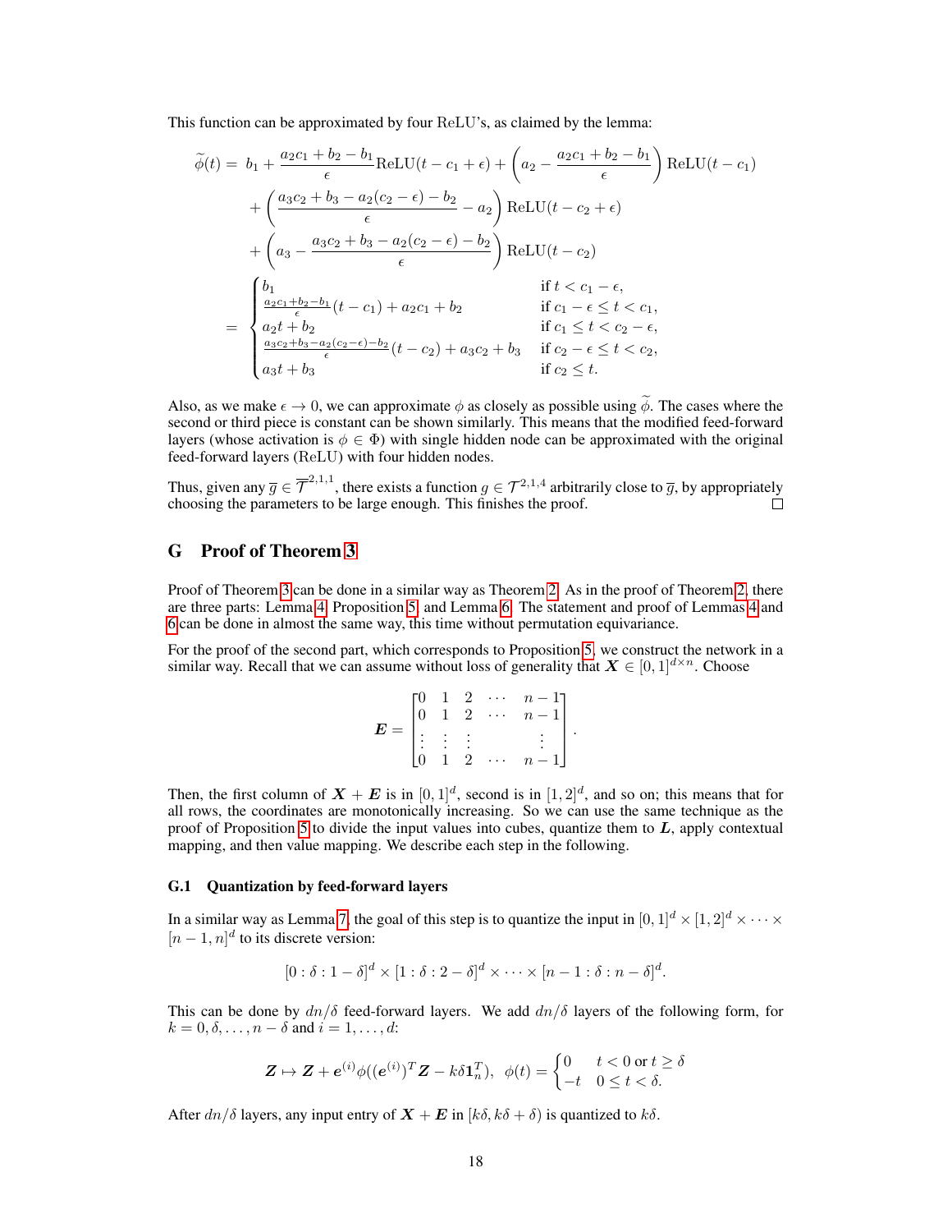This function can be approximated by four ReLU's, as claimed by the lemma:

$$
\begin{aligned}
\widetilde{\phi}(t) = \; & b_1 + \frac{a_2 c_1 + b_2 - b_1}{\epsilon} \mathrm{ReLU}(t - c_1 + \epsilon) + \left( a_2 - \frac{a_2 c_1 + b_2 - b_1}{\epsilon} \right) \mathrm{ReLU}(t - c_1) \\
& + \left( \frac{a_3 c_2 + b_3 - a_2 (c_2 - \epsilon) - b_2}{\epsilon} - a_2 \right) \mathrm{ReLU}(t - c_2 + \epsilon) \\
& + \left( a_3 - \frac{a_3 c_2 + b_3 - a_2 (c_2 - \epsilon) - b_2}{\epsilon} \right) \mathrm{ReLU}(t - c_2) \\
= & \begin{cases}
b_1 & \text{if } t < c_1 - \epsilon, \\
\frac{a_2 c_1 + b_2 - b_1}{\epsilon}(t - c_1) + a_2 c_1 + b_2 & \text{if } c_1 - \epsilon \leq t < c_1, \\
a_2 t + b_2 & \text{if } c_1 \leq t < c_2 - \epsilon, \\
\frac{a_3 c_2 + b_3 - a_2 (c_2 - \epsilon) - b_2}{\epsilon}(t - c_2) + a_3 c_2 + b_3 & \text{if } c_2 - \epsilon \leq t < c_2, \\
a_3 t + b_3 & \text{if } c_2 \leq t.
\end{cases}
\end{aligned}
$$

Also, as we make $\epsilon \to 0$, we can approximate $\phi$ as closely as possible using $\widetilde{\phi}$. The cases where the second or third piece is constant can be shown similarly. This means that the modified feed-forward layers (whose activation is $\phi \in \Phi$) with single hidden node can be approximated with the original feed-forward layers (ReLU) with four hidden nodes.

Thus, given any $\overline{g} \in \overline{\mathcal{T}}^{2,1,1}$, there exists a function $g \in \mathcal{T}^{2,1,4}$ arbitrarily close to $\overline{g}$, by appropriately choosing the parameters to be large enough. This finishes the proof. □

## G Proof of Theorem 3

Proof of Theorem 3 can be done in a similar way as Theorem 2. As in the proof of Theorem 2, there are three parts: Lemma 4, Proposition 5, and Lemma 6. The statement and proof of Lemmas 4 and 6 can be done in almost the same way, this time without permutation equivariance.

For the proof of the second part, which corresponds to Proposition 5, we construct the network in a similar way. Recall that we can assume without loss of generality that $\boldsymbol{X} \in [0,1]^{d \times n}$. Choose

$$
\boldsymbol{E} = \begin{bmatrix}
0 & 1 & 2 & \cdots & n-1 \\
0 & 1 & 2 & \cdots & n-1 \\
\vdots & \vdots & \vdots & & \vdots \\
0 & 1 & 2 & \cdots & n-1
\end{bmatrix}.
$$

Then, the first column of $\boldsymbol{X} + \boldsymbol{E}$ is in $[0,1]^d$, second is in $[1,2]^d$, and so on; this means that for all rows, the coordinates are monotonically increasing. So we can use the same technique as the proof of Proposition 5 to divide the input values into cubes, quantize them to $\boldsymbol{L}$, apply contextual mapping, and then value mapping. We describe each step in the following.

### G.1 Quantization by feed-forward layers

In a similar way as Lemma 7, the goal of this step is to quantize the input in $[0,1]^d \times [1,2]^d \times \cdots \times [n-1,n]^d$ to its discrete version:

$$
[0 : \delta : 1 - \delta]^d \times [1 : \delta : 2 - \delta]^d \times \cdots \times [n-1 : \delta : n - \delta]^d.
$$

This can be done by $dn/\delta$ feed-forward layers. We add $dn/\delta$ layers of the following form, for $k = 0, \delta, \ldots, n - \delta$ and $i = 1, \ldots, d$:

$$
\boldsymbol{Z} \mapsto \boldsymbol{Z} + \boldsymbol{e}^{(i)} \phi((\boldsymbol{e}^{(i)})^T \boldsymbol{Z} - k\delta \boldsymbol{1}_n^T), \;\; \phi(t) = \begin{cases} 0 & t < 0 \text{ or } t \geq \delta \\ -t & 0 \leq t < \delta. \end{cases}
$$

After $dn/\delta$ layers, any input entry of $\boldsymbol{X} + \boldsymbol{E}$ in $[k\delta, k\delta + \delta)$ is quantized to $k\delta$.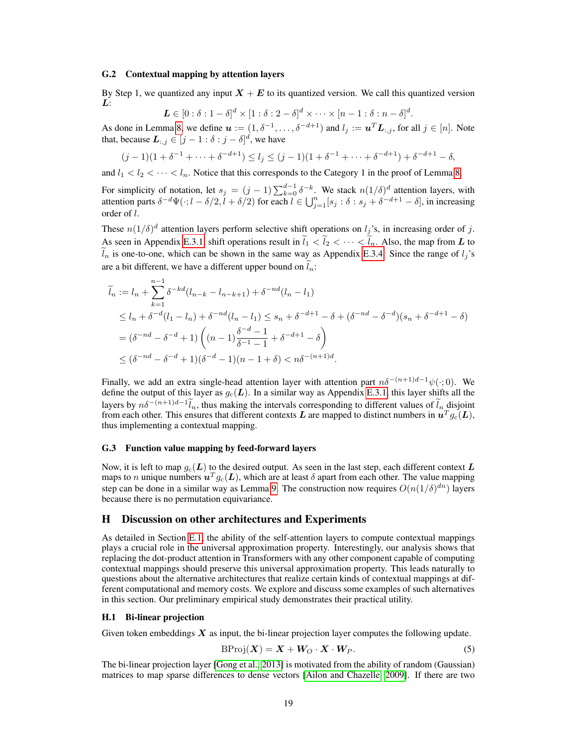### G.2 Contextual mapping by attention layers

By Step 1, we quantized any input $\boldsymbol{X} + \boldsymbol{E}$ to its quantized version. We call this quantized version $\boldsymbol{L}$:

$$\boldsymbol{L} \in [0 : \delta : 1 - \delta]^d \times [1 : \delta : 2 - \delta]^d \times \cdots \times [n - 1 : \delta : n - \delta]^d.$$

As done in Lemma 8, we define $\boldsymbol{u} := (1, \delta^{-1}, \dots, \delta^{-d+1})$ and $l_j := \boldsymbol{u}^T \boldsymbol{L}_{:,j}$, for all $j \in [n]$. Note that, because $\boldsymbol{L}_{:,j} \in [j - 1 : \delta : j - \delta]^d$, we have

$$(j-1)(1 + \delta^{-1} + \cdots + \delta^{-d+1}) \le l_j \le (j-1)(1 + \delta^{-1} + \cdots + \delta^{-d+1}) + \delta^{-d+1} - \delta,$$

and $l_1 < l_2 < \cdots < l_n$. Notice that this corresponds to the Category 1 in the proof of Lemma 8.

For simplicity of notation, let $s_j = (j-1)\sum_{k=0}^{d-1} \delta^{-k}$. We stack $n(1/\delta)^d$ attention layers, with attention parts $\delta^{-d}\Psi(\cdot; l - \delta/2, l + \delta/2)$ for each $l \in \bigcup_{j=1}^{n} [s_j : \delta : s_j + \delta^{-d+1} - \delta]$, in increasing order of $l$.

These $n(1/\delta)^d$ attention layers perform selective shift operations on $l_j$'s, in increasing order of $j$. As seen in Appendix E.3.1, shift operations result in $\widetilde{l}_1 < \widetilde{l}_2 < \cdots < \widetilde{l}_n$. Also, the map from $\boldsymbol{L}$ to $\widetilde{l}_n$ is one-to-one, which can be shown in the same way as Appendix E.3.4. Since the range of $l_j$'s are a bit different, we have a different upper bound on $\widetilde{l}_n$:

$$\begin{aligned}
\widetilde{l}_n &:= l_n + \sum_{k=1}^{n-1} \delta^{-kd}(l_{n-k} - l_{n-k+1}) + \delta^{-nd}(l_n - l_1) \\
&\le l_n + \delta^{-d}(l_1 - l_n) + \delta^{-nd}(l_n - l_1) \le s_n + \delta^{-d+1} - \delta + (\delta^{-nd} - \delta^{-d})(s_n + \delta^{-d+1} - \delta) \\
&= (\delta^{-nd} - \delta^{-d} + 1)\left((n-1)\frac{\delta^{-d} - 1}{\delta^{-1} - 1} + \delta^{-d+1} - \delta\right) \\
&\le (\delta^{-nd} - \delta^{-d} + 1)(\delta^{-d} - 1)(n - 1 + \delta) < n\delta^{-(n+1)d}.
\end{aligned}$$

Finally, we add an extra single-head attention layer with attention part $n\delta^{-(n+1)d-1}\psi(\cdot; 0)$. We define the output of this layer as $g_c(\boldsymbol{L})$. In a similar way as Appendix E.3.1, this layer shifts all the layers by $n\delta^{-(n+1)d-1}\widetilde{l}_n$, thus making the intervals corresponding to different values of $\widetilde{l}_n$ disjoint from each other. This ensures that different contexts $\boldsymbol{L}$ are mapped to distinct numbers in $\boldsymbol{u}^T g_c(\boldsymbol{L})$, thus implementing a contextual mapping.

### G.3 Function value mapping by feed-forward layers

Now, it is left to map $g_c(\boldsymbol{L})$ to the desired output. As seen in the last step, each different context $\boldsymbol{L}$ maps to $n$ unique numbers $\boldsymbol{u}^T g_c(\boldsymbol{L})$, which are at least $\delta$ apart from each other. The value mapping step can be done in a similar way as Lemma 9. The construction now requires $O(n(1/\delta)^{dn})$ layers because there is no permutation equivariance.

## H Discussion on other architectures and Experiments

As detailed in Section E.1, the ability of the self-attention layers to compute contextual mappings plays a crucial role in the universal approximation property. Interestingly, our analysis shows that replacing the dot-product attention in Transformers with any other component capable of computing contextual mappings should preserve this universal approximation property. This leads naturally to questions about the alternative architectures that realize certain kinds of contextual mappings at different computational and memory costs. We explore and discuss some examples of such alternatives in this section. Our preliminary empirical study demonstrates their practical utility.

### H.1 Bi-linear projection

Given token embeddings $\boldsymbol{X}$ as input, the bi-linear projection layer computes the following update.

$$\mathrm{BProj}(\boldsymbol{X}) = \boldsymbol{X} + \boldsymbol{W}_O \cdot \boldsymbol{X} \cdot \boldsymbol{W}_P. \tag{5}$$

The bi-linear projection layer [Gong et al., 2013] is motivated from the ability of random (Gaussian) matrices to map sparse differences to dense vectors [Ailon and Chazelle, 2009]. If there are two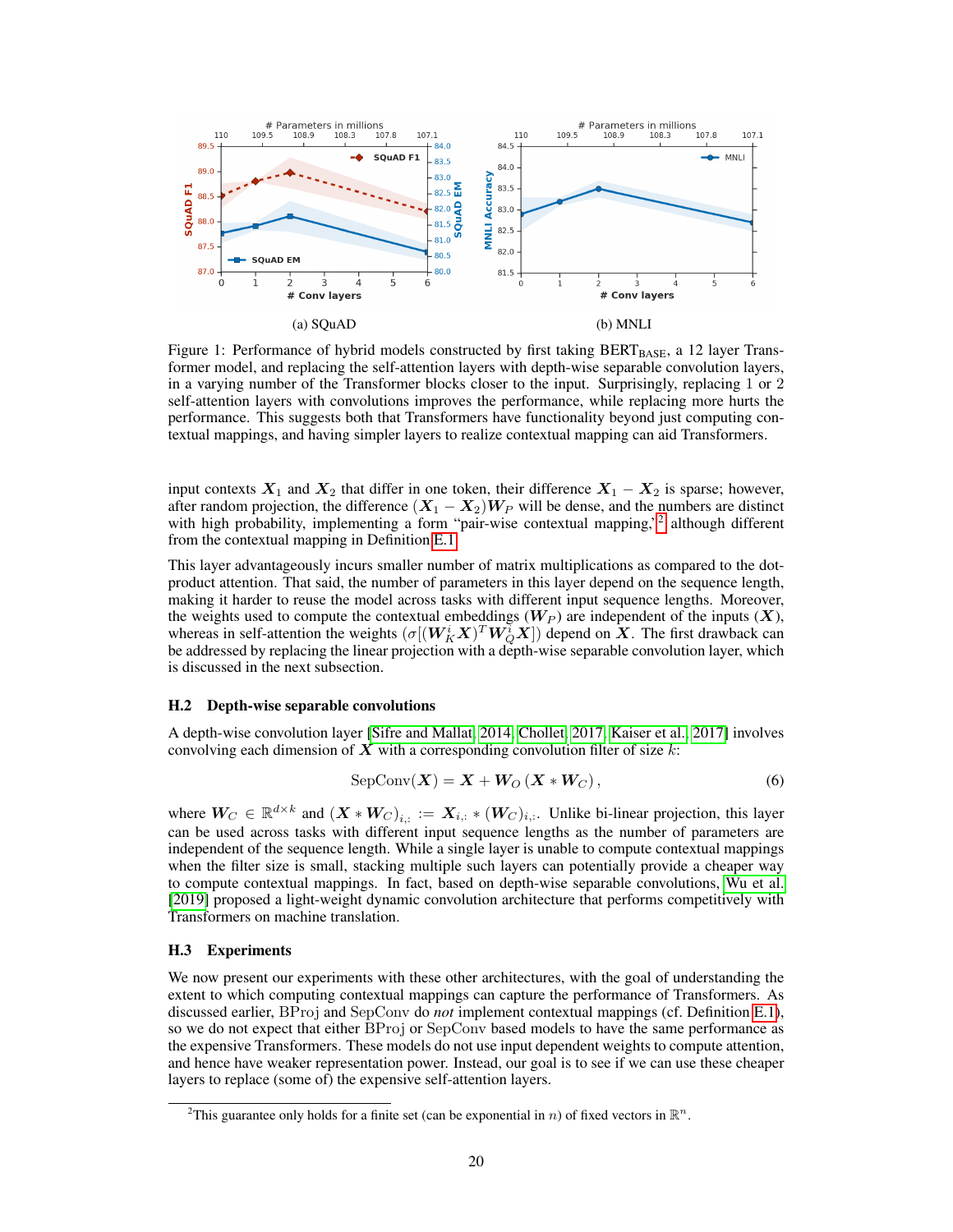(a) SQuAD

(b) MNLI

Figure 1: Performance of hybrid models constructed by first taking BERT$_{\text{BASE}}$, a 12 layer Transformer model, and replacing the self-attention layers with depth-wise separable convolution layers, in a varying number of the Transformer blocks closer to the input. Surprisingly, replacing 1 or 2 self-attention layers with convolutions improves the performance, while replacing more hurts the performance. This suggests both that Transformers have functionality beyond just computing contextual mappings, and having simpler layers to realize contextual mapping can aid Transformers.

input contexts $\boldsymbol{X}_1$ and $\boldsymbol{X}_2$ that differ in one token, their difference $\boldsymbol{X}_1 - \boldsymbol{X}_2$ is sparse; however, after random projection, the difference $(\boldsymbol{X}_1 - \boldsymbol{X}_2)\boldsymbol{W}_P$ will be dense, and the numbers are distinct with high probability, implementing a form "pair-wise contextual mapping,"[2] although different from the contextual mapping in Definition E.1.

This layer advantageously incurs smaller number of matrix multiplications as compared to the dot-product attention. That said, the number of parameters in this layer depend on the sequence length, making it harder to reuse the model across tasks with different input sequence lengths. Moreover, the weights used to compute the contextual embeddings ($\boldsymbol{W}_P$) are independent of the inputs ($\boldsymbol{X}$), whereas in self-attention the weights ($\sigma[(\boldsymbol{W}_K^i \boldsymbol{X})^T \boldsymbol{W}_Q^i \boldsymbol{X}]$) depend on $\boldsymbol{X}$. The first drawback can be addressed by replacing the linear projection with a depth-wise separable convolution layer, which is discussed in the next subsection.

### H.2 Depth-wise separable convolutions

A depth-wise convolution layer [Sifre and Mallat, 2014, Chollet, 2017, Kaiser et al., 2017] involves convolving each dimension of $\boldsymbol{X}$ with a corresponding convolution filter of size $k$:

$$\text{SepConv}(\boldsymbol{X}) = \boldsymbol{X} + \boldsymbol{W}_O\left(\boldsymbol{X} * \boldsymbol{W}_C\right), \tag{6}$$

where $\boldsymbol{W}_C \in \mathbb{R}^{d \times k}$ and $(\boldsymbol{X} * \boldsymbol{W}_C)_{i,:} := \boldsymbol{X}_{i,:} * (\boldsymbol{W}_C)_{i,:}$. Unlike bi-linear projection, this layer can be used across tasks with different input sequence lengths as the number of parameters are independent of the sequence length. While a single layer is unable to compute contextual mappings when the filter size is small, stacking multiple such layers can potentially provide a cheaper way to compute contextual mappings. In fact, based on depth-wise separable convolutions, Wu et al. [2019] proposed a light-weight dynamic convolution architecture that performs competitively with Transformers on machine translation.

### H.3 Experiments

We now present our experiments with these other architectures, with the goal of understanding the extent to which computing contextual mappings can capture the performance of Transformers. As discussed earlier, BProj and SepConv do *not* implement contextual mappings (cf. Definition E.1), so we do not expect that either BProj or SepConv based models to have the same performance as the expensive Transformers. These models do not use input dependent weights to compute attention, and hence have weaker representation power. Instead, our goal is to see if we can use these cheaper layers to replace (some of) the expensive self-attention layers.

[2] This guarantee only holds for a finite set (can be exponential in $n$) of fixed vectors in $\mathbb{R}^n$.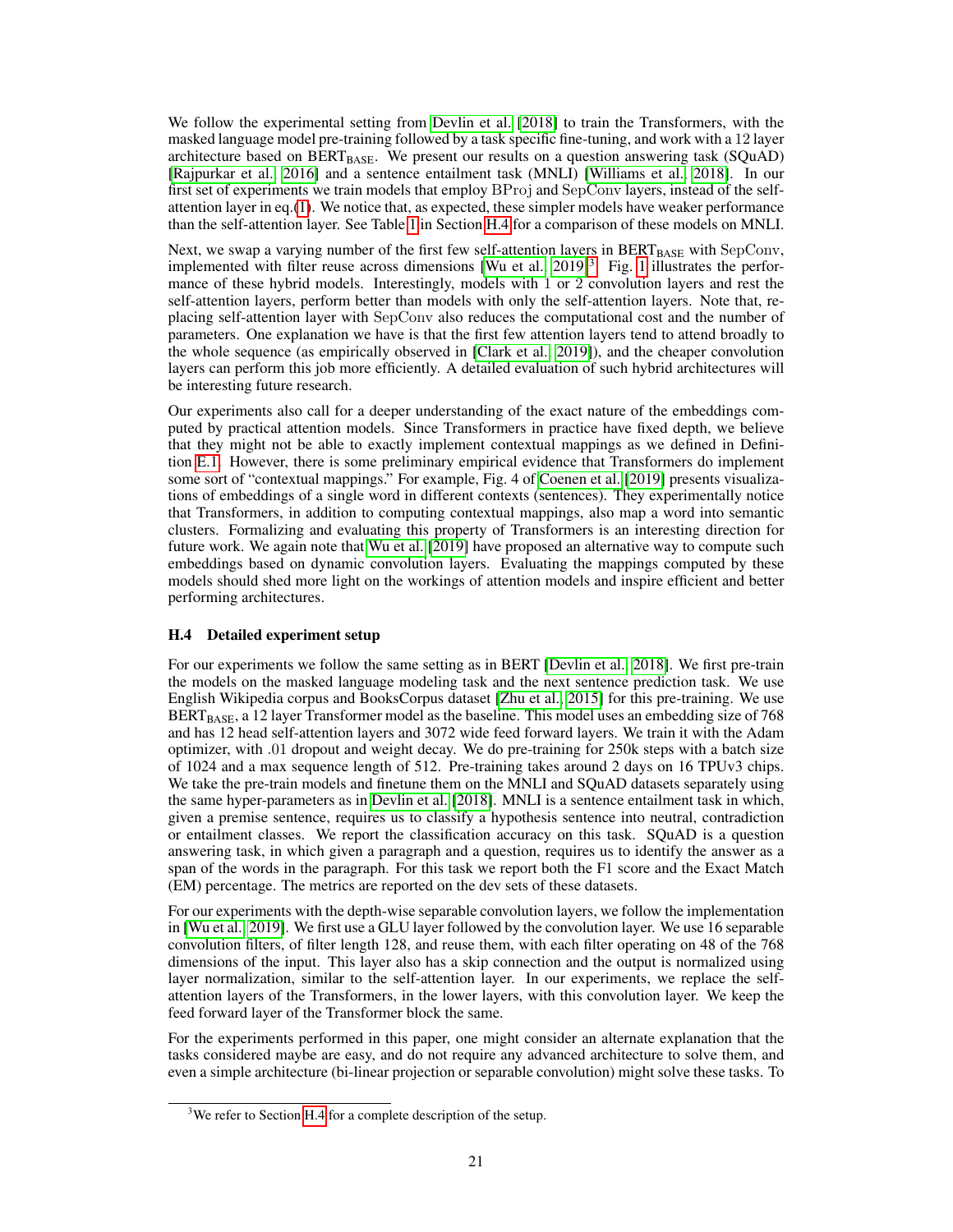We follow the experimental setting from [Devlin et al. [2018]] to train the Transformers, with the masked language model pre-training followed by a task specific fine-tuning, and work with a 12 layer architecture based on $\text{BERT}_{\text{BASE}}$. We present our results on a question answering task (SQuAD) [Rajpurkar et al., 2016] and a sentence entailment task (MNLI) [Williams et al., 2018]. In our first set of experiments we train models that employ $\text{BProj}$ and $\text{SepConv}$ layers, instead of the self-attention layer in eq.(1). We notice that, as expected, these simpler models have weaker performance than the self-attention layer. See Table 1 in Section H.4 for a comparison of these models on MNLI.

Next, we swap a varying number of the first few self-attention layers in $\text{BERT}_{\text{BASE}}$ with $\text{SepConv}$, implemented with filter reuse across dimensions [Wu et al., 2019][3]. Fig. 1 illustrates the performance of these hybrid models. Interestingly, models with 1 or 2 convolution layers and rest the self-attention layers, perform better than models with only the self-attention layers. Note that, replacing self-attention layer with $\text{SepConv}$ also reduces the computational cost and the number of parameters. One explanation we have is that the first few attention layers tend to attend broadly to the whole sequence (as empirically observed in [Clark et al., 2019]), and the cheaper convolution layers can perform this job more efficiently. A detailed evaluation of such hybrid architectures will be interesting future research.

Our experiments also call for a deeper understanding of the exact nature of the embeddings computed by practical attention models. Since Transformers in practice have fixed depth, we believe that they might not be able to exactly implement contextual mappings as we defined in Definition E.1. However, there is some preliminary empirical evidence that Transformers do implement some sort of "contextual mappings." For example, Fig. 4 of Coenen et al. [2019] presents visualizations of embeddings of a single word in different contexts (sentences). They experimentally notice that Transformers, in addition to computing contextual mappings, also map a word into semantic clusters. Formalizing and evaluating this property of Transformers is an interesting direction for future work. We again note that Wu et al. [2019] have proposed an alternative way to compute such embeddings based on dynamic convolution layers. Evaluating the mappings computed by these models should shed more light on the workings of attention models and inspire efficient and better performing architectures.

### H.4 Detailed experiment setup

For our experiments we follow the same setting as in BERT [Devlin et al., 2018]. We first pre-train the models on the masked language modeling task and the next sentence prediction task. We use English Wikipedia corpus and BooksCorpus dataset [Zhu et al., 2015] for this pre-training. We use $\text{BERT}_{\text{BASE}}$, a 12 layer Transformer model as the baseline. This model uses an embedding size of 768 and has 12 head self-attention layers and 3072 wide feed forward layers. We train it with the Adam optimizer, with .01 dropout and weight decay. We do pre-training for 250k steps with a batch size of 1024 and a max sequence length of 512. Pre-training takes around 2 days on 16 TPUv3 chips. We take the pre-train models and finetune them on the MNLI and SQuAD datasets separately using the same hyper-parameters as in Devlin et al. [2018]. MNLI is a sentence entailment task in which, given a premise sentence, requires us to classify a hypothesis sentence into neutral, contradiction or entailment classes. We report the classification accuracy on this task. SQuAD is a question answering task, in which given a paragraph and a question, requires us to identify the answer as a span of the words in the paragraph. For this task we report both the F1 score and the Exact Match (EM) percentage. The metrics are reported on the dev sets of these datasets.

For our experiments with the depth-wise separable convolution layers, we follow the implementation in [Wu et al., 2019]. We first use a GLU layer followed by the convolution layer. We use 16 separable convolution filters, of filter length 128, and reuse them, with each filter operating on 48 of the 768 dimensions of the input. This layer also has a skip connection and the output is normalized using layer normalization, similar to the self-attention layer. In our experiments, we replace the self-attention layers of the Transformers, in the lower layers, with this convolution layer. We keep the feed forward layer of the Transformer block the same.

For the experiments performed in this paper, one might consider an alternate explanation that the tasks considered maybe are easy, and do not require any advanced architecture to solve them, and even a simple architecture (bi-linear projection or separable convolution) might solve these tasks. To

[3] We refer to Section H.4 for a complete description of the setup.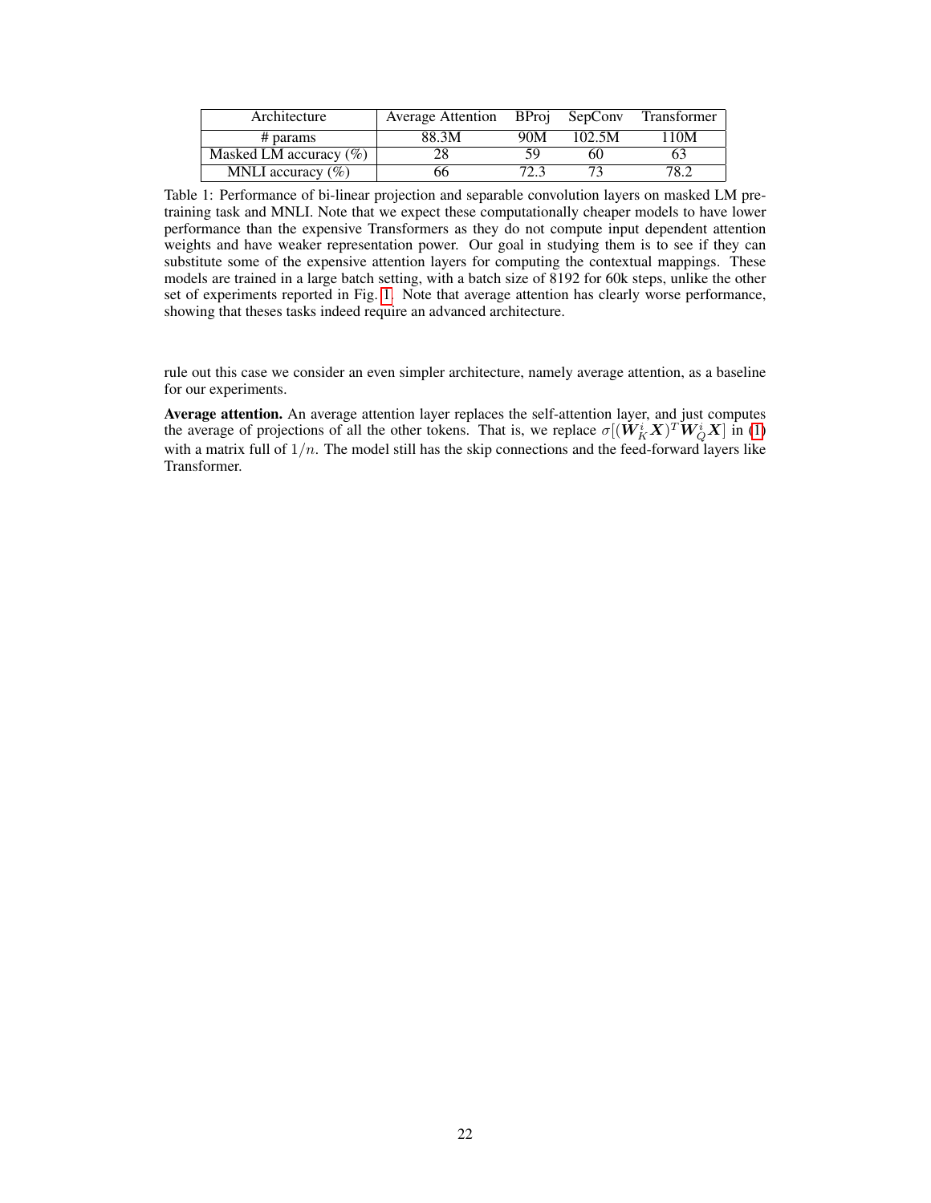| Architecture | Average Attention | BProj | SepConv | Transformer |
| --- | --- | --- | --- | --- |
| # params | 88.3M | 90M | 102.5M | 110M |
| Masked LM accuracy (%) | 28 | 59 | 60 | 63 |
| MNLI accuracy (%) | 66 | 72.3 | 73 | 78.2 |

Table 1: Performance of bi-linear projection and separable convolution layers on masked LM pre-training task and MNLI. Note that we expect these computationally cheaper models to have lower performance than the expensive Transformers as they do not compute input dependent attention weights and have weaker representation power. Our goal in studying them is to see if they can substitute some of the expensive attention layers for computing the contextual mappings. These models are trained in a large batch setting, with a batch size of 8192 for 60k steps, unlike the other set of experiments reported in Fig. 1. Note that average attention has clearly worse performance, showing that theses tasks indeed require an advanced architecture.

rule out this case we consider an even simpler architecture, namely average attention, as a baseline for our experiments.

**Average attention.** An average attention layer replaces the self-attention layer, and just computes the average of projections of all the other tokens. That is, we replace $\sigma[(\boldsymbol{W}_K^i \boldsymbol{X})^T \boldsymbol{W}_Q^i \boldsymbol{X}]$ in (1) with a matrix full of $1/n$. The model still has the skip connections and the feed-forward layers like Transformer.